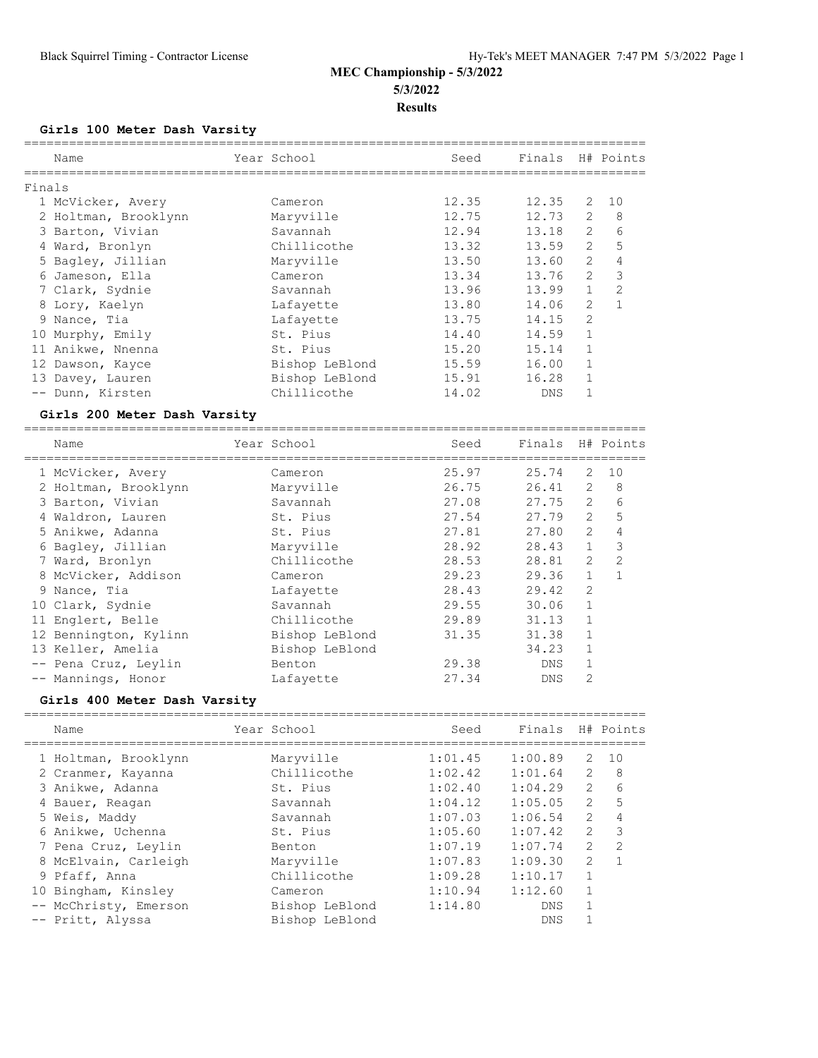# MEC Championship - 5/3/2022

**5/3/2022**

**Results**

### Girls 100 Meter Dash Varsity

| | Name | Year | School | Seed | Finals | H# | Points |
|---|---|---|---|---|---|---|---|
| **Finals** | | | | | | | |
| 1 | McVicker, Avery | | Cameron | 12.35 | 12.35 | 2 | 10 |
| 2 | Holtman, Brooklynn | | Maryville | 12.75 | 12.73 | 2 | 8 |
| 3 | Barton, Vivian | | Savannah | 12.94 | 13.18 | 2 | 6 |
| 4 | Ward, Bronlyn | | Chillicothe | 13.32 | 13.59 | 2 | 5 |
| 5 | Bagley, Jillian | | Maryville | 13.50 | 13.60 | 2 | 4 |
| 6 | Jameson, Ella | | Cameron | 13.34 | 13.76 | 2 | 3 |
| 7 | Clark, Sydnie | | Savannah | 13.96 | 13.99 | 1 | 2 |
| 8 | Lory, Kaelyn | | Lafayette | 13.80 | 14.06 | 2 | 1 |
| 9 | Nance, Tia | | Lafayette | 13.75 | 14.15 | 2 | |
| 10 | Murphy, Emily | | St. Pius | 14.40 | 14.59 | 1 | |
| 11 | Anikwe, Nnenna | | St. Pius | 15.20 | 15.14 | 1 | |
| 12 | Dawson, Kayce | | Bishop LeBlond | 15.59 | 16.00 | 1 | |
| 13 | Davey, Lauren | | Bishop LeBlond | 15.91 | 16.28 | 1 | |
| -- | Dunn, Kirsten | | Chillicothe | 14.02 | DNS | 1 | |

### Girls 200 Meter Dash Varsity

| | Name | Year | School | Seed | Finals | H# | Points |
|---|---|---|---|---|---|---|---|
| 1 | McVicker, Avery | | Cameron | 25.97 | 25.74 | 2 | 10 |
| 2 | Holtman, Brooklynn | | Maryville | 26.75 | 26.41 | 2 | 8 |
| 3 | Barton, Vivian | | Savannah | 27.08 | 27.75 | 2 | 6 |
| 4 | Waldron, Lauren | | St. Pius | 27.54 | 27.79 | 2 | 5 |
| 5 | Anikwe, Adanna | | St. Pius | 27.81 | 27.80 | 2 | 4 |
| 6 | Bagley, Jillian | | Maryville | 28.92 | 28.43 | 1 | 3 |
| 7 | Ward, Bronlyn | | Chillicothe | 28.53 | 28.81 | 2 | 2 |
| 8 | McVicker, Addison | | Cameron | 29.23 | 29.36 | 1 | 1 |
| 9 | Nance, Tia | | Lafayette | 28.43 | 29.42 | 2 | |
| 10 | Clark, Sydnie | | Savannah | 29.55 | 30.06 | 1 | |
| 11 | Englert, Belle | | Chillicothe | 29.89 | 31.13 | 1 | |
| 12 | Bennington, Kylinn | | Bishop LeBlond | 31.35 | 31.38 | 1 | |
| 13 | Keller, Amelia | | Bishop LeBlond | | 34.23 | 1 | |
| -- | Pena Cruz, Leylin | | Benton | 29.38 | DNS | 1 | |
| -- | Mannings, Honor | | Lafayette | 27.34 | DNS | 2 | |

### Girls 400 Meter Dash Varsity

| | Name | Year | School | Seed | Finals | H# | Points |
|---|---|---|---|---|---|---|---|
| 1 | Holtman, Brooklynn | | Maryville | 1:01.45 | 1:00.89 | 2 | 10 |
| 2 | Cranmer, Kayanna | | Chillicothe | 1:02.42 | 1:01.64 | 2 | 8 |
| 3 | Anikwe, Adanna | | St. Pius | 1:02.40 | 1:04.29 | 2 | 6 |
| 4 | Bauer, Reagan | | Savannah | 1:04.12 | 1:05.05 | 2 | 5 |
| 5 | Weis, Maddy | | Savannah | 1:07.03 | 1:06.54 | 2 | 4 |
| 6 | Anikwe, Uchenna | | St. Pius | 1:05.60 | 1:07.42 | 2 | 3 |
| 7 | Pena Cruz, Leylin | | Benton | 1:07.19 | 1:07.74 | 2 | 2 |
| 8 | McElvain, Carleigh | | Maryville | 1:07.83 | 1:09.30 | 2 | 1 |
| 9 | Pfaff, Anna | | Chillicothe | 1:09.28 | 1:10.17 | 1 | |
| 10 | Bingham, Kinsley | | Cameron | 1:10.94 | 1:12.60 | 1 | |
| -- | McChristy, Emerson | | Bishop LeBlond | 1:14.80 | DNS | 1 | |
| -- | Pritt, Alyssa | | Bishop LeBlond | | DNS | 1 | |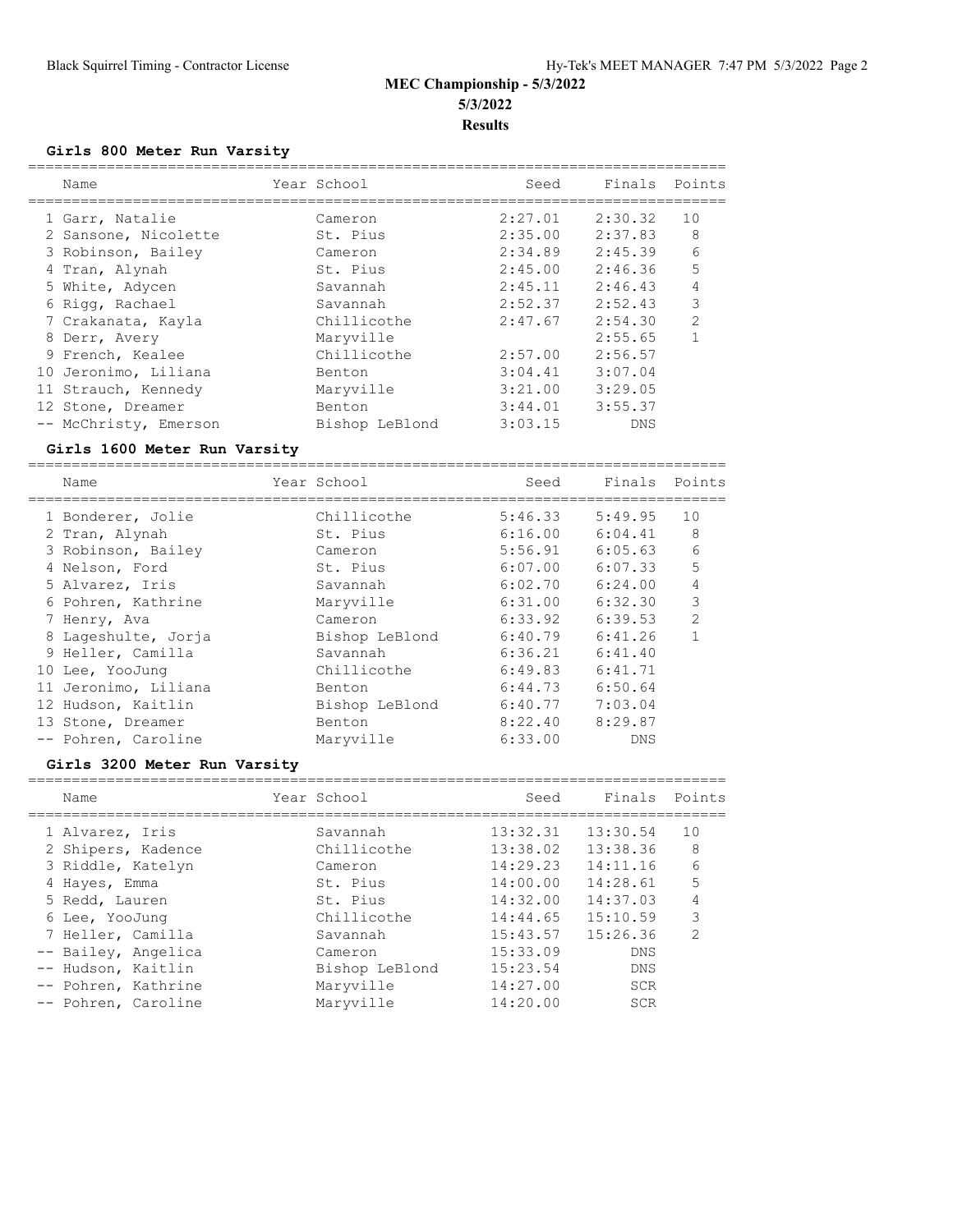# MEC Championship - 5/3/2022

**5/3/2022**

**Results**

### Girls 800 Meter Run Varsity

| | Name | Year | School | Seed | Finals | Points |
|---|---|---|---|---|---|---|
| 1 | Garr, Natalie | | Cameron | 2:27.01 | 2:30.32 | 10 |
| 2 | Sansone, Nicolette | | St. Pius | 2:35.00 | 2:37.83 | 8 |
| 3 | Robinson, Bailey | | Cameron | 2:34.89 | 2:45.39 | 6 |
| 4 | Tran, Alynah | | St. Pius | 2:45.00 | 2:46.36 | 5 |
| 5 | White, Adycen | | Savannah | 2:45.11 | 2:46.43 | 4 |
| 6 | Rigg, Rachael | | Savannah | 2:52.37 | 2:52.43 | 3 |
| 7 | Crakanata, Kayla | | Chillicothe | 2:47.67 | 2:54.30 | 2 |
| 8 | Derr, Avery | | Maryville | | 2:55.65 | 1 |
| 9 | French, Kealee | | Chillicothe | 2:57.00 | 2:56.57 | |
| 10 | Jeronimo, Liliana | | Benton | 3:04.41 | 3:07.04 | |
| 11 | Strauch, Kennedy | | Maryville | 3:21.00 | 3:29.05 | |
| 12 | Stone, Dreamer | | Benton | 3:44.01 | 3:55.37 | |
| -- | McChristy, Emerson | | Bishop LeBlond | 3:03.15 | DNS | |

### Girls 1600 Meter Run Varsity

| | Name | Year | School | Seed | Finals | Points |
|---|---|---|---|---|---|---|
| 1 | Bonderer, Jolie | | Chillicothe | 5:46.33 | 5:49.95 | 10 |
| 2 | Tran, Alynah | | St. Pius | 6:16.00 | 6:04.41 | 8 |
| 3 | Robinson, Bailey | | Cameron | 5:56.91 | 6:05.63 | 6 |
| 4 | Nelson, Ford | | St. Pius | 6:07.00 | 6:07.33 | 5 |
| 5 | Alvarez, Iris | | Savannah | 6:02.70 | 6:24.00 | 4 |
| 6 | Pohren, Kathrine | | Maryville | 6:31.00 | 6:32.30 | 3 |
| 7 | Henry, Ava | | Cameron | 6:33.92 | 6:39.53 | 2 |
| 8 | Lageshulte, Jorja | | Bishop LeBlond | 6:40.79 | 6:41.26 | 1 |
| 9 | Heller, Camilla | | Savannah | 6:36.21 | 6:41.40 | |
| 10 | Lee, YooJung | | Chillicothe | 6:49.83 | 6:41.71 | |
| 11 | Jeronimo, Liliana | | Benton | 6:44.73 | 6:50.64 | |
| 12 | Hudson, Kaitlin | | Bishop LeBlond | 6:40.77 | 7:03.04 | |
| 13 | Stone, Dreamer | | Benton | 8:22.40 | 8:29.87 | |
| -- | Pohren, Caroline | | Maryville | 6:33.00 | DNS | |

### Girls 3200 Meter Run Varsity

| | Name | Year | School | Seed | Finals | Points |
|---|---|---|---|---|---|---|
| 1 | Alvarez, Iris | | Savannah | 13:32.31 | 13:30.54 | 10 |
| 2 | Shipers, Kadence | | Chillicothe | 13:38.02 | 13:38.36 | 8 |
| 3 | Riddle, Katelyn | | Cameron | 14:29.23 | 14:11.16 | 6 |
| 4 | Hayes, Emma | | St. Pius | 14:00.00 | 14:28.61 | 5 |
| 5 | Redd, Lauren | | St. Pius | 14:32.00 | 14:37.03 | 4 |
| 6 | Lee, YooJung | | Chillicothe | 14:44.65 | 15:10.59 | 3 |
| 7 | Heller, Camilla | | Savannah | 15:43.57 | 15:26.36 | 2 |
| -- | Bailey, Angelica | | Cameron | 15:33.09 | DNS | |
| -- | Hudson, Kaitlin | | Bishop LeBlond | 15:23.54 | DNS | |
| -- | Pohren, Kathrine | | Maryville | 14:27.00 | SCR | |
| -- | Pohren, Caroline | | Maryville | 14:20.00 | SCR | |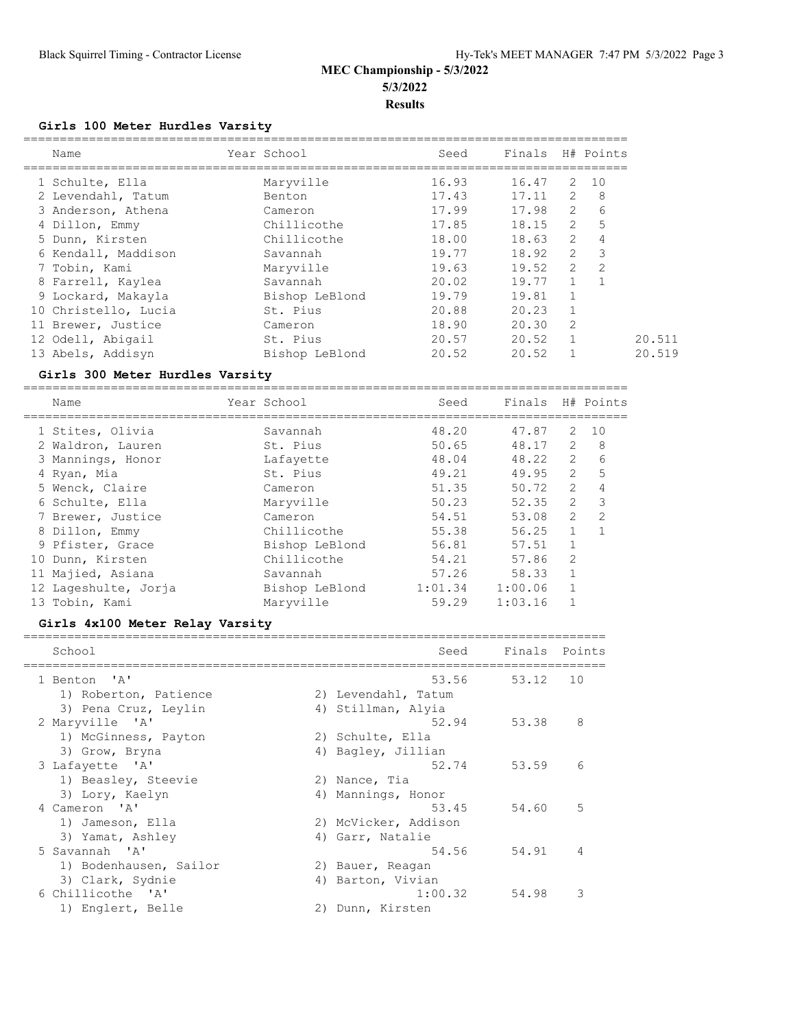# MEC Championship - 5/3/2022

**5/3/2022**

**Results**

### Girls 100 Meter Hurdles Varsity

| | Name | Year | School | Seed | Finals | H# | Points | |
|---|---|---|---|---|---|---|---|---|
| 1 | Schulte, Ella | | Maryville | 16.93 | 16.47 | 2 | 10 | |
| 2 | Levendahl, Tatum | | Benton | 17.43 | 17.11 | 2 | 8 | |
| 3 | Anderson, Athena | | Cameron | 17.99 | 17.98 | 2 | 6 | |
| 4 | Dillon, Emmy | | Chillicothe | 17.85 | 18.15 | 2 | 5 | |
| 5 | Dunn, Kirsten | | Chillicothe | 18.00 | 18.63 | 2 | 4 | |
| 6 | Kendall, Maddison | | Savannah | 19.77 | 18.92 | 2 | 3 | |
| 7 | Tobin, Kami | | Maryville | 19.63 | 19.52 | 2 | 2 | |
| 8 | Farrell, Kaylea | | Savannah | 20.02 | 19.77 | 1 | 1 | |
| 9 | Lockard, Makayla | | Bishop LeBlond | 19.79 | 19.81 | 1 | | |
| 10 | Christello, Lucia | | St. Pius | 20.88 | 20.23 | 1 | | |
| 11 | Brewer, Justice | | Cameron | 18.90 | 20.30 | 2 | | |
| 12 | Odell, Abigail | | St. Pius | 20.57 | 20.52 | 1 | | 20.511 |
| 13 | Abels, Addisyn | | Bishop LeBlond | 20.52 | 20.52 | 1 | | 20.519 |

### Girls 300 Meter Hurdles Varsity

| | Name | Year | School | Seed | Finals | H# | Points |
|---|---|---|---|---|---|---|---|
| 1 | Stites, Olivia | | Savannah | 48.20 | 47.87 | 2 | 10 |
| 2 | Waldron, Lauren | | St. Pius | 50.65 | 48.17 | 2 | 8 |
| 3 | Mannings, Honor | | Lafayette | 48.04 | 48.22 | 2 | 6 |
| 4 | Ryan, Mia | | St. Pius | 49.21 | 49.95 | 2 | 5 |
| 5 | Wenck, Claire | | Cameron | 51.35 | 50.72 | 2 | 4 |
| 6 | Schulte, Ella | | Maryville | 50.23 | 52.35 | 2 | 3 |
| 7 | Brewer, Justice | | Cameron | 54.51 | 53.08 | 2 | 2 |
| 8 | Dillon, Emmy | | Chillicothe | 55.38 | 56.25 | 1 | 1 |
| 9 | Pfister, Grace | | Bishop LeBlond | 56.81 | 57.51 | 1 | |
| 10 | Dunn, Kirsten | | Chillicothe | 54.21 | 57.86 | 2 | |
| 11 | Majied, Asiana | | Savannah | 57.26 | 58.33 | 1 | |
| 12 | Lageshulte, Jorja | | Bishop LeBlond | 1:01.34 | 1:00.06 | 1 | |
| 13 | Tobin, Kami | | Maryville | 59.29 | 1:03.16 | 1 | |

### Girls 4x100 Meter Relay Varsity

| | School | Seed | Finals | Points |
|---|---|---|---|---|
| 1 | Benton 'A' | 53.56 | 53.12 | 10 |
| | 1) Roberton, Patience; 2) Levendahl, Tatum; 3) Pena Cruz, Leylin; 4) Stillman, Alyia | | | |
| 2 | Maryville 'A' | 52.94 | 53.38 | 8 |
| | 1) McGinness, Payton; 2) Schulte, Ella; 3) Grow, Bryna; 4) Bagley, Jillian | | | |
| 3 | Lafayette 'A' | 52.74 | 53.59 | 6 |
| | 1) Beasley, Steevie; 2) Nance, Tia; 3) Lory, Kaelyn; 4) Mannings, Honor | | | |
| 4 | Cameron 'A' | 53.45 | 54.60 | 5 |
| | 1) Jameson, Ella; 2) McVicker, Addison; 3) Yamat, Ashley; 4) Garr, Natalie | | | |
| 5 | Savannah 'A' | 54.56 | 54.91 | 4 |
| | 1) Bodenhausen, Sailor; 2) Bauer, Reagan; 3) Clark, Sydnie; 4) Barton, Vivian | | | |
| 6 | Chillicothe 'A' | 1:00.32 | 54.98 | 3 |
| | 1) Englert, Belle; 2) Dunn, Kirsten | | | |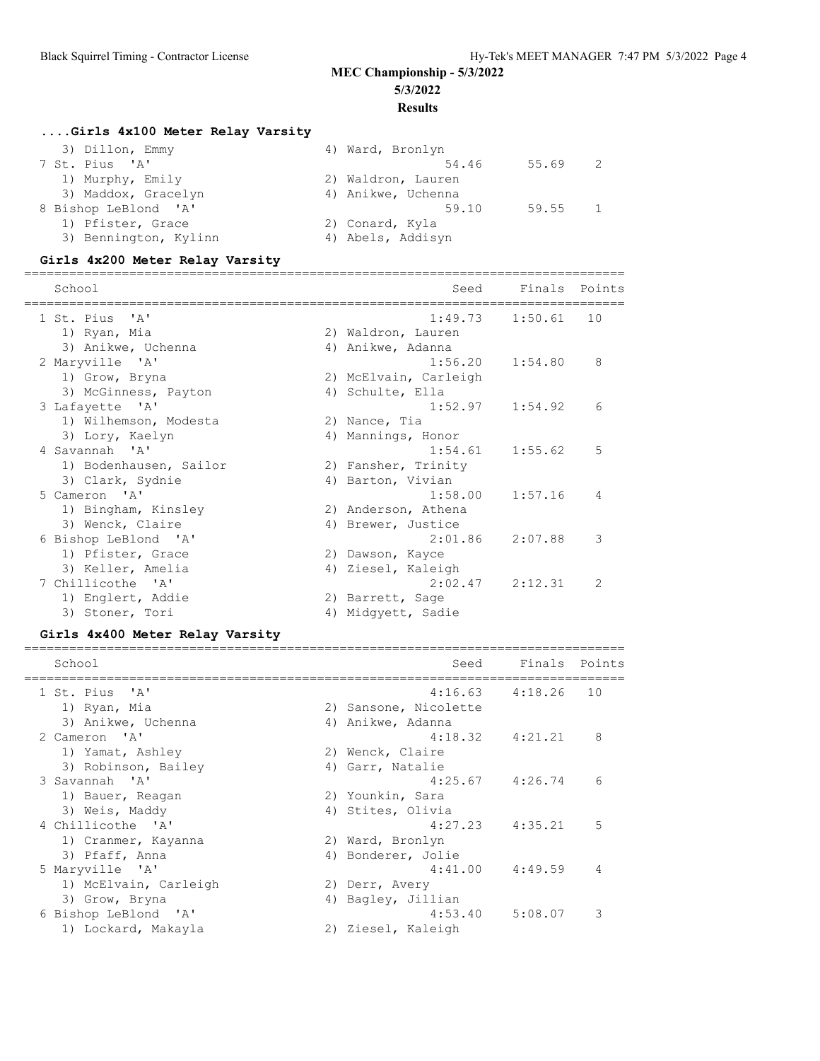## MEC Championship - 5/3/2022

**5/3/2022**

**Results**

### ....Girls 4x100 Meter Relay Varsity

| School | Seed | Finals | Points |
|---|---|---|---|
| 3) Dillon, Emmy / 4) Ward, Bronlyn | | | |
| 7 St. Pius 'A' | 54.46 | 55.69 | 2 |
| 1) Murphy, Emily / 2) Waldron, Lauren / 3) Maddox, Gracelyn / 4) Anikwe, Uchenna | | | |
| 8 Bishop LeBlond 'A' | 59.10 | 59.55 | 1 |
| 1) Pfister, Grace / 2) Conard, Kyla / 3) Bennington, Kylinn / 4) Abels, Addisyn | | | |

### Girls 4x200 Meter Relay Varsity

| School | Seed | Finals | Points |
|---|---|---|---|
| 1 St. Pius 'A' | 1:49.73 | 1:50.61 | 10 |
| 1) Ryan, Mia / 2) Waldron, Lauren / 3) Anikwe, Uchenna / 4) Anikwe, Adanna | | | |
| 2 Maryville 'A' | 1:56.20 | 1:54.80 | 8 |
| 1) Grow, Bryna / 2) McElvain, Carleigh / 3) McGinness, Payton / 4) Schulte, Ella | | | |
| 3 Lafayette 'A' | 1:52.97 | 1:54.92 | 6 |
| 1) Wilhemson, Modesta / 2) Nance, Tia / 3) Lory, Kaelyn / 4) Mannings, Honor | | | |
| 4 Savannah 'A' | 1:54.61 | 1:55.62 | 5 |
| 1) Bodenhausen, Sailor / 2) Fansher, Trinity / 3) Clark, Sydnie / 4) Barton, Vivian | | | |
| 5 Cameron 'A' | 1:58.00 | 1:57.16 | 4 |
| 1) Bingham, Kinsley / 2) Anderson, Athena / 3) Wenck, Claire / 4) Brewer, Justice | | | |
| 6 Bishop LeBlond 'A' | 2:01.86 | 2:07.88 | 3 |
| 1) Pfister, Grace / 2) Dawson, Kayce / 3) Keller, Amelia / 4) Ziesel, Kaleigh | | | |
| 7 Chillicothe 'A' | 2:02.47 | 2:12.31 | 2 |
| 1) Englert, Addie / 2) Barrett, Sage / 3) Stoner, Tori / 4) Midgyett, Sadie | | | |

### Girls 4x400 Meter Relay Varsity

| School | Seed | Finals | Points |
|---|---|---|---|
| 1 St. Pius 'A' | 4:16.63 | 4:18.26 | 10 |
| 1) Ryan, Mia / 2) Sansone, Nicolette / 3) Anikwe, Uchenna / 4) Anikwe, Adanna | | | |
| 2 Cameron 'A' | 4:18.32 | 4:21.21 | 8 |
| 1) Yamat, Ashley / 2) Wenck, Claire / 3) Robinson, Bailey / 4) Garr, Natalie | | | |
| 3 Savannah 'A' | 4:25.67 | 4:26.74 | 6 |
| 1) Bauer, Reagan / 2) Younkin, Sara / 3) Weis, Maddy / 4) Stites, Olivia | | | |
| 4 Chillicothe 'A' | 4:27.23 | 4:35.21 | 5 |
| 1) Cranmer, Kayanna / 2) Ward, Bronlyn / 3) Pfaff, Anna / 4) Bonderer, Jolie | | | |
| 5 Maryville 'A' | 4:41.00 | 4:49.59 | 4 |
| 1) McElvain, Carleigh / 2) Derr, Avery / 3) Grow, Bryna / 4) Bagley, Jillian | | | |
| 6 Bishop LeBlond 'A' | 4:53.40 | 5:08.07 | 3 |
| 1) Lockard, Makayla / 2) Ziesel, Kaleigh | | | |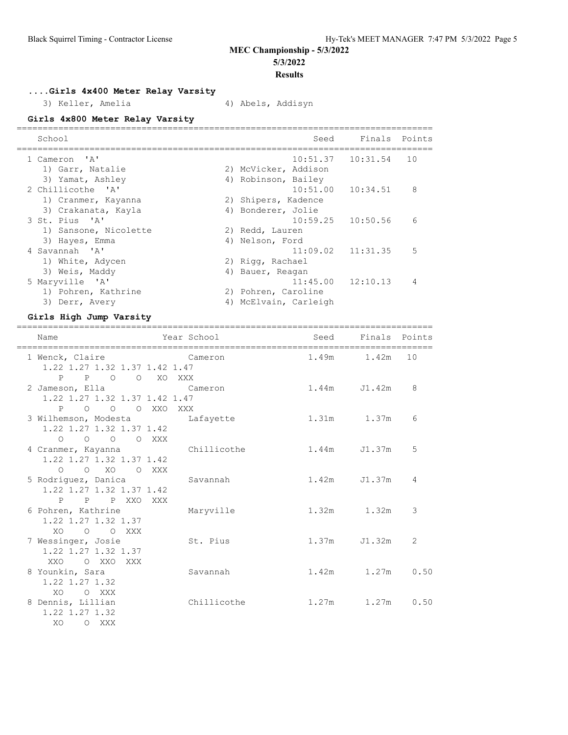# MEC Championship - 5/3/2022

**5/3/2022**

**Results**

### ....Girls 4x400 Meter Relay Varsity

3) Keller, Amelia    4) Abels, Addisyn

### Girls 4x800 Meter Relay Varsity

| School | Seed | Finals | Points |
|---|---|---|---|
| 1 Cameron 'A' | 10:51.37 | 10:31.54 | 10 |
| 1) Garr, Natalie; 2) McVicker, Addison; 3) Yamat, Ashley; 4) Robinson, Bailey | | | |
| 2 Chillicothe 'A' | 10:51.00 | 10:34.51 | 8 |
| 1) Cranmer, Kayanna; 2) Shipers, Kadence; 3) Crakanata, Kayla; 4) Bonderer, Jolie | | | |
| 3 St. Pius 'A' | 10:59.25 | 10:50.56 | 6 |
| 1) Sansone, Nicolette; 2) Redd, Lauren; 3) Hayes, Emma; 4) Nelson, Ford | | | |
| 4 Savannah 'A' | 11:09.02 | 11:31.35 | 5 |
| 1) White, Adycen; 2) Rigg, Rachael; 3) Weis, Maddy; 4) Bauer, Reagan | | | |
| 5 Maryville 'A' | 11:45.00 | 12:10.13 | 4 |
| 1) Pohren, Kathrine; 2) Pohren, Caroline; 3) Derr, Avery; 4) McElvain, Carleigh | | | |

### Girls High Jump Varsity

| Name | Year | School | Seed | Finals | Points |
|---|---|---|---|---|---|
| 1 Wenck, Claire | | Cameron | 1.49m | 1.42m | 10 |
| 1.22 1.27 1.32 1.37 1.42 1.47: P P O O XO XXX | | | | | |
| 2 Jameson, Ella | | Cameron | 1.44m | J1.42m | 8 |
| 1.22 1.27 1.32 1.37 1.42 1.47: P O O O XXO XXX | | | | | |
| 3 Wilhemson, Modesta | | Lafayette | 1.31m | 1.37m | 6 |
| 1.22 1.27 1.32 1.37 1.42: O O O O XXX | | | | | |
| 4 Cranmer, Kayanna | | Chillicothe | 1.44m | J1.37m | 5 |
| 1.22 1.27 1.32 1.37 1.42: O O XO O XXX | | | | | |
| 5 Rodriguez, Danica | | Savannah | 1.42m | J1.37m | 4 |
| 1.22 1.27 1.32 1.37 1.42: P P P XXO XXX | | | | | |
| 6 Pohren, Kathrine | | Maryville | 1.32m | 1.32m | 3 |
| 1.22 1.27 1.32 1.37: XO O O XXX | | | | | |
| 7 Wessinger, Josie | | St. Pius | 1.37m | J1.32m | 2 |
| 1.22 1.27 1.32 1.37: XXO O XXO XXX | | | | | |
| 8 Younkin, Sara | | Savannah | 1.42m | 1.27m | 0.50 |
| 1.22 1.27 1.32: XO O XXX | | | | | |
| 8 Dennis, Lillian | | Chillicothe | 1.27m | 1.27m | 0.50 |
| 1.22 1.27 1.32: XO O XXX | | | | | |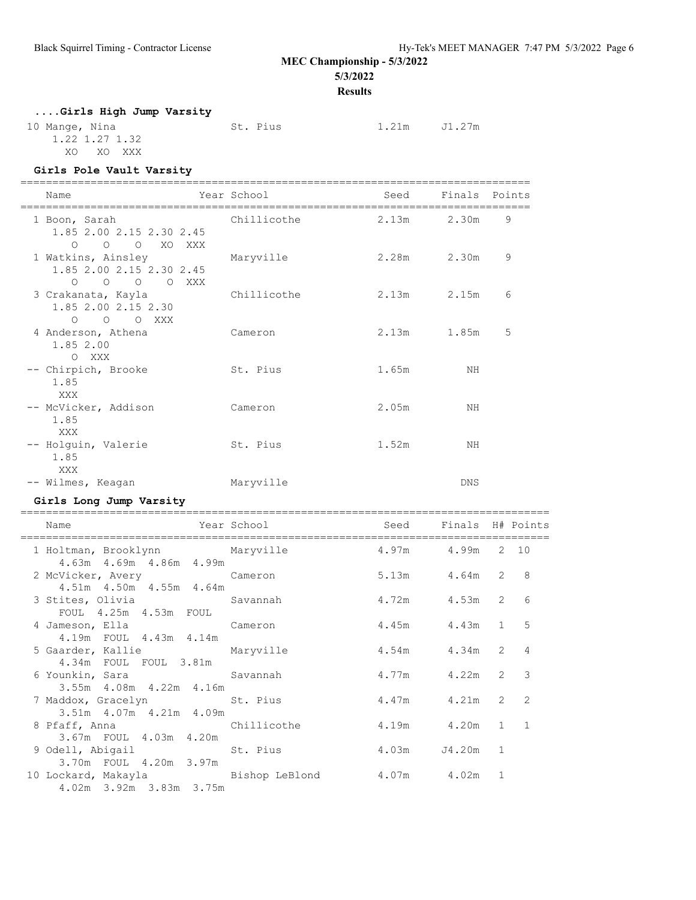# MEC Championship - 5/3/2022

**5/3/2022**

**Results**

### ....Girls High Jump Varsity

| Name | Year School | Seed | Finals | Points |
|---|---|---|---|---|
| 10 Mange, Nina | St. Pius | 1.21m | J1.27m | |
| 1.22 1.27 1.32 | | | | |
| XO XO XXX | | | | |

### Girls Pole Vault Varsity

| Name | Year School | Seed | Finals | Points |
|---|---|---|---|---|
| 1 Boon, Sarah | Chillicothe | 2.13m | 2.30m | 9 |
| 1.85 2.00 2.15 2.30 2.45 | | | | |
| O O O XO XXX | | | | |
| 1 Watkins, Ainsley | Maryville | 2.28m | 2.30m | 9 |
| 1.85 2.00 2.15 2.30 2.45 | | | | |
| O O O O XXX | | | | |
| 3 Crakanata, Kayla | Chillicothe | 2.13m | 2.15m | 6 |
| 1.85 2.00 2.15 2.30 | | | | |
| O O O XXX | | | | |
| 4 Anderson, Athena | Cameron | 2.13m | 1.85m | 5 |
| 1.85 2.00 | | | | |
| O XXX | | | | |
| -- Chirpich, Brooke | St. Pius | 1.65m | NH | |
| 1.85 | | | | |
| XXX | | | | |
| -- McVicker, Addison | Cameron | 2.05m | NH | |
| 1.85 | | | | |
| XXX | | | | |
| -- Holguin, Valerie | St. Pius | 1.52m | NH | |
| 1.85 | | | | |
| XXX | | | | |
| -- Wilmes, Keagan | Maryville | | DNS | |

### Girls Long Jump Varsity

| Name | Year School | Seed | Finals | H# | Points |
|---|---|---|---|---|---|
| 1 Holtman, Brooklynn | Maryville | 4.97m | 4.99m | 2 | 10 |
| 4.63m 4.69m 4.86m 4.99m | | | | | |
| 2 McVicker, Avery | Cameron | 5.13m | 4.64m | 2 | 8 |
| 4.51m 4.50m 4.55m 4.64m | | | | | |
| 3 Stites, Olivia | Savannah | 4.72m | 4.53m | 2 | 6 |
| FOUL 4.25m 4.53m FOUL | | | | | |
| 4 Jameson, Ella | Cameron | 4.45m | 4.43m | 1 | 5 |
| 4.19m FOUL 4.43m 4.14m | | | | | |
| 5 Gaarder, Kallie | Maryville | 4.54m | 4.34m | 2 | 4 |
| 4.34m FOUL FOUL 3.81m | | | | | |
| 6 Younkin, Sara | Savannah | 4.77m | 4.22m | 2 | 3 |
| 3.55m 4.08m 4.22m 4.16m | | | | | |
| 7 Maddox, Gracelyn | St. Pius | 4.47m | 4.21m | 2 | 2 |
| 3.51m 4.07m 4.21m 4.09m | | | | | |
| 8 Pfaff, Anna | Chillicothe | 4.19m | 4.20m | 1 | 1 |
| 3.67m FOUL 4.03m 4.20m | | | | | |
| 9 Odell, Abigail | St. Pius | 4.03m | J4.20m | 1 | |
| 3.70m FOUL 4.20m 3.97m | | | | | |
| 10 Lockard, Makayla | Bishop LeBlond | 4.07m | 4.02m | 1 | |
| 4.02m 3.92m 3.83m 3.75m | | | | | |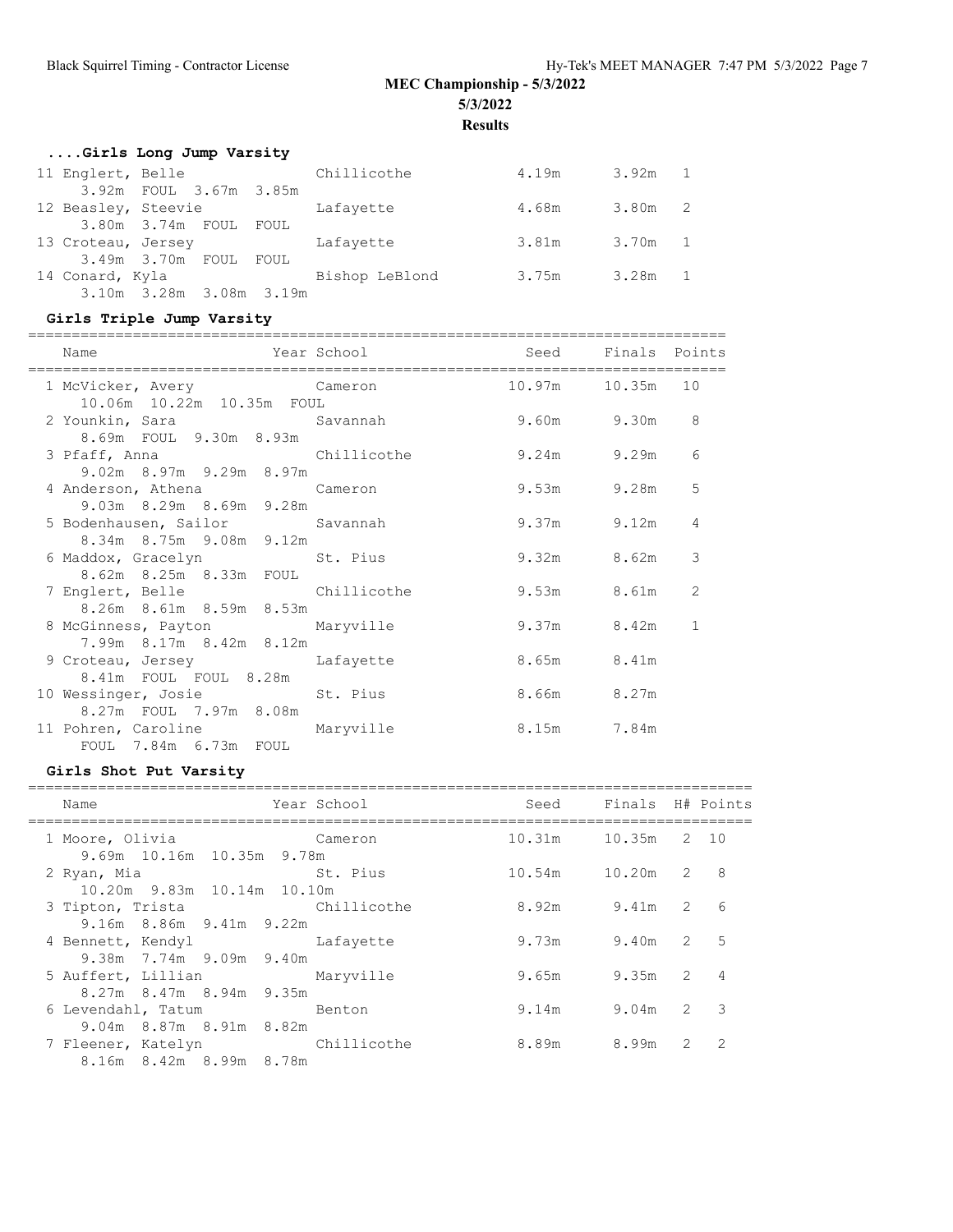## MEC Championship - 5/3/2022

5/3/2022

**Results**

### ....Girls Long Jump Varsity

| Place | Name | Year | School | Seed | Finals | H# |
|---|---|---|---|---|---|---|
| 11 | Englert, Belle | | Chillicothe | 4.19m | 3.92m | 1 |
| | 3.92m FOUL 3.67m 3.85m | | | | | |
| 12 | Beasley, Steevie | | Lafayette | 4.68m | 3.80m | 2 |
| | 3.80m 3.74m FOUL FOUL | | | | | |
| 13 | Croteau, Jersey | | Lafayette | 3.81m | 3.70m | 1 |
| | 3.49m 3.70m FOUL FOUL | | | | | |
| 14 | Conard, Kyla | | Bishop LeBlond | 3.75m | 3.28m | 1 |
| | 3.10m 3.28m 3.08m 3.19m | | | | | |

### Girls Triple Jump Varsity

| Place | Name | Year | School | Seed | Finals | Points |
|---|---|---|---|---|---|---|
| 1 | McVicker, Avery | | Cameron | 10.97m | 10.35m | 10 |
| | 10.06m 10.22m 10.35m FOUL | | | | | |
| 2 | Younkin, Sara | | Savannah | 9.60m | 9.30m | 8 |
| | 8.69m FOUL 9.30m 8.93m | | | | | |
| 3 | Pfaff, Anna | | Chillicothe | 9.24m | 9.29m | 6 |
| | 9.02m 8.97m 9.29m 8.97m | | | | | |
| 4 | Anderson, Athena | | Cameron | 9.53m | 9.28m | 5 |
| | 9.03m 8.29m 8.69m 9.28m | | | | | |
| 5 | Bodenhausen, Sailor | | Savannah | 9.37m | 9.12m | 4 |
| | 8.34m 8.75m 9.08m 9.12m | | | | | |
| 6 | Maddox, Gracelyn | | St. Pius | 9.32m | 8.62m | 3 |
| | 8.62m 8.25m 8.33m FOUL | | | | | |
| 7 | Englert, Belle | | Chillicothe | 9.53m | 8.61m | 2 |
| | 8.26m 8.61m 8.59m 8.53m | | | | | |
| 8 | McGinness, Payton | | Maryville | 9.37m | 8.42m | 1 |
| | 7.99m 8.17m 8.42m 8.12m | | | | | |
| 9 | Croteau, Jersey | | Lafayette | 8.65m | 8.41m | |
| | 8.41m FOUL FOUL 8.28m | | | | | |
| 10 | Wessinger, Josie | | St. Pius | 8.66m | 8.27m | |
| | 8.27m FOUL 7.97m 8.08m | | | | | |
| 11 | Pohren, Caroline | | Maryville | 8.15m | 7.84m | |
| | FOUL 7.84m 6.73m FOUL | | | | | |

### Girls Shot Put Varsity

| Place | Name | Year | School | Seed | Finals | H# | Points |
|---|---|---|---|---|---|---|---|
| 1 | Moore, Olivia | | Cameron | 10.31m | 10.35m | 2 | 10 |
| | 9.69m 10.16m 10.35m 9.78m | | | | | | |
| 2 | Ryan, Mia | | St. Pius | 10.54m | 10.20m | 2 | 8 |
| | 10.20m 9.83m 10.14m 10.10m | | | | | | |
| 3 | Tipton, Trista | | Chillicothe | 8.92m | 9.41m | 2 | 6 |
| | 9.16m 8.86m 9.41m 9.22m | | | | | | |
| 4 | Bennett, Kendyl | | Lafayette | 9.73m | 9.40m | 2 | 5 |
| | 9.38m 7.74m 9.09m 9.40m | | | | | | |
| 5 | Auffert, Lillian | | Maryville | 9.65m | 9.35m | 2 | 4 |
| | 8.27m 8.47m 8.94m 9.35m | | | | | | |
| 6 | Levendahl, Tatum | | Benton | 9.14m | 9.04m | 2 | 3 |
| | 9.04m 8.87m 8.91m 8.82m | | | | | | |
| 7 | Fleener, Katelyn | | Chillicothe | 8.89m | 8.99m | 2 | 2 |
| | 8.16m 8.42m 8.99m 8.78m | | | | | | |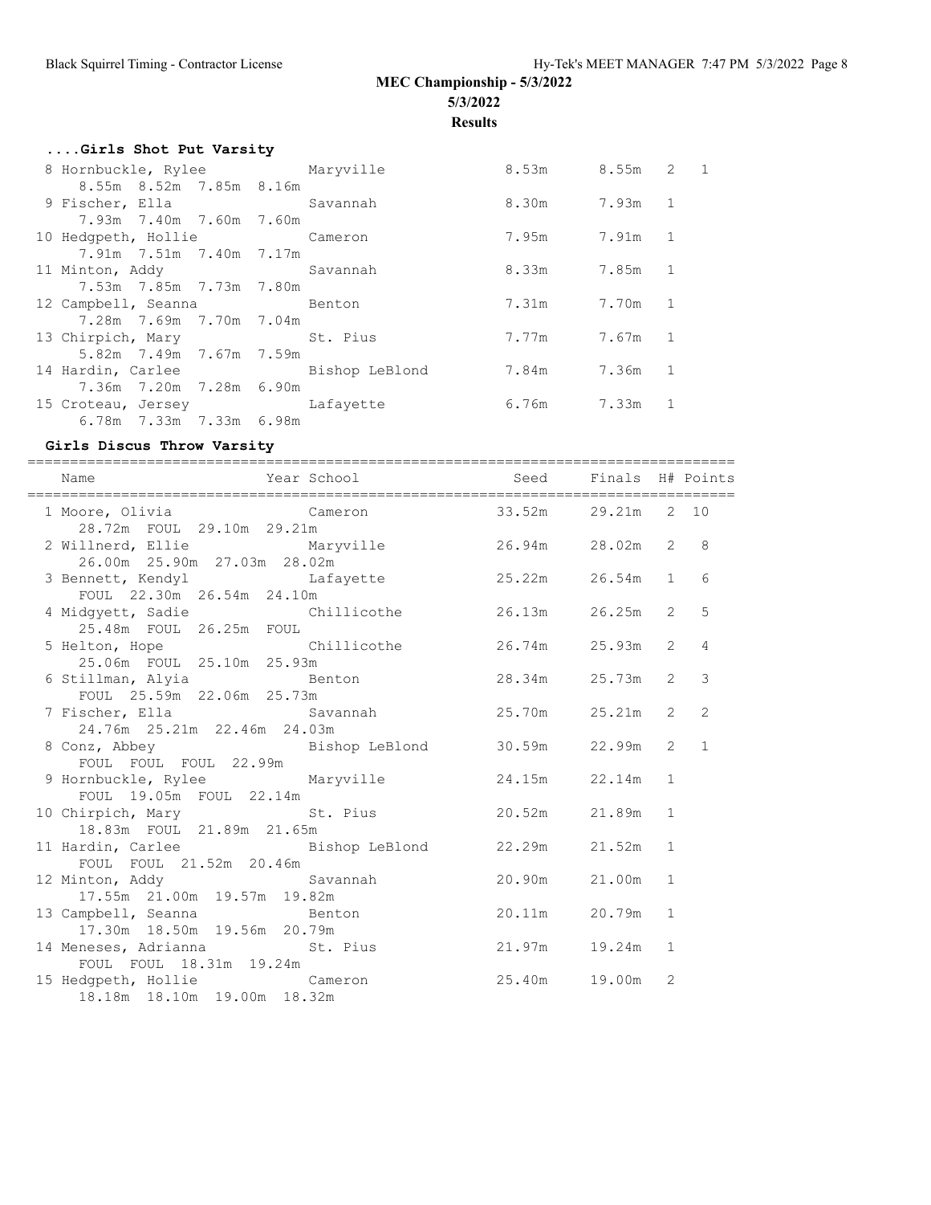# MEC Championship - 5/3/2022

**5/3/2022**

**Results**

### ....Girls Shot Put Varsity

| Name | Year School | Seed | Finals | H# | Points |
|---|---|---|---|---|---|
| 8 Hornbuckle, Rylee | Maryville | 8.53m | 8.55m | 2 | 1 |
| 8.55m 8.52m 7.85m 8.16m | | | | | |
| 9 Fischer, Ella | Savannah | 8.30m | 7.93m | 1 | |
| 7.93m 7.40m 7.60m 7.60m | | | | | |
| 10 Hedgpeth, Hollie | Cameron | 7.95m | 7.91m | 1 | |
| 7.91m 7.51m 7.40m 7.17m | | | | | |
| 11 Minton, Addy | Savannah | 8.33m | 7.85m | 1 | |
| 7.53m 7.85m 7.73m 7.80m | | | | | |
| 12 Campbell, Seanna | Benton | 7.31m | 7.70m | 1 | |
| 7.28m 7.69m 7.70m 7.04m | | | | | |
| 13 Chirpich, Mary | St. Pius | 7.77m | 7.67m | 1 | |
| 5.82m 7.49m 7.67m 7.59m | | | | | |
| 14 Hardin, Carlee | Bishop LeBlond | 7.84m | 7.36m | 1 | |
| 7.36m 7.20m 7.28m 6.90m | | | | | |
| 15 Croteau, Jersey | Lafayette | 6.76m | 7.33m | 1 | |
| 6.78m 7.33m 7.33m 6.98m | | | | | |

### Girls Discus Throw Varsity

| Name | Year School | Seed | Finals | H# | Points |
|---|---|---|---|---|---|
| 1 Moore, Olivia | Cameron | 33.52m | 29.21m | 2 | 10 |
| 28.72m FOUL 29.10m 29.21m | | | | | |
| 2 Willnerd, Ellie | Maryville | 26.94m | 28.02m | 2 | 8 |
| 26.00m 25.90m 27.03m 28.02m | | | | | |
| 3 Bennett, Kendyl | Lafayette | 25.22m | 26.54m | 1 | 6 |
| FOUL 22.30m 26.54m 24.10m | | | | | |
| 4 Midgyett, Sadie | Chillicothe | 26.13m | 26.25m | 2 | 5 |
| 25.48m FOUL 26.25m FOUL | | | | | |
| 5 Helton, Hope | Chillicothe | 26.74m | 25.93m | 2 | 4 |
| 25.06m FOUL 25.10m 25.93m | | | | | |
| 6 Stillman, Alyia | Benton | 28.34m | 25.73m | 2 | 3 |
| FOUL 25.59m 22.06m 25.73m | | | | | |
| 7 Fischer, Ella | Savannah | 25.70m | 25.21m | 2 | 2 |
| 24.76m 25.21m 22.46m 24.03m | | | | | |
| 8 Conz, Abbey | Bishop LeBlond | 30.59m | 22.99m | 2 | 1 |
| FOUL FOUL FOUL 22.99m | | | | | |
| 9 Hornbuckle, Rylee | Maryville | 24.15m | 22.14m | 1 | |
| FOUL 19.05m FOUL 22.14m | | | | | |
| 10 Chirpich, Mary | St. Pius | 20.52m | 21.89m | 1 | |
| 18.83m FOUL 21.89m 21.65m | | | | | |
| 11 Hardin, Carlee | Bishop LeBlond | 22.29m | 21.52m | 1 | |
| FOUL FOUL 21.52m 20.46m | | | | | |
| 12 Minton, Addy | Savannah | 20.90m | 21.00m | 1 | |
| 17.55m 21.00m 19.57m 19.82m | | | | | |
| 13 Campbell, Seanna | Benton | 20.11m | 20.79m | 1 | |
| 17.30m 18.50m 19.56m 20.79m | | | | | |
| 14 Meneses, Adrianna | St. Pius | 21.97m | 19.24m | 1 | |
| FOUL FOUL 18.31m 19.24m | | | | | |
| 15 Hedgpeth, Hollie | Cameron | 25.40m | 19.00m | 2 | |
| 18.18m 18.10m 19.00m 18.32m | | | | | |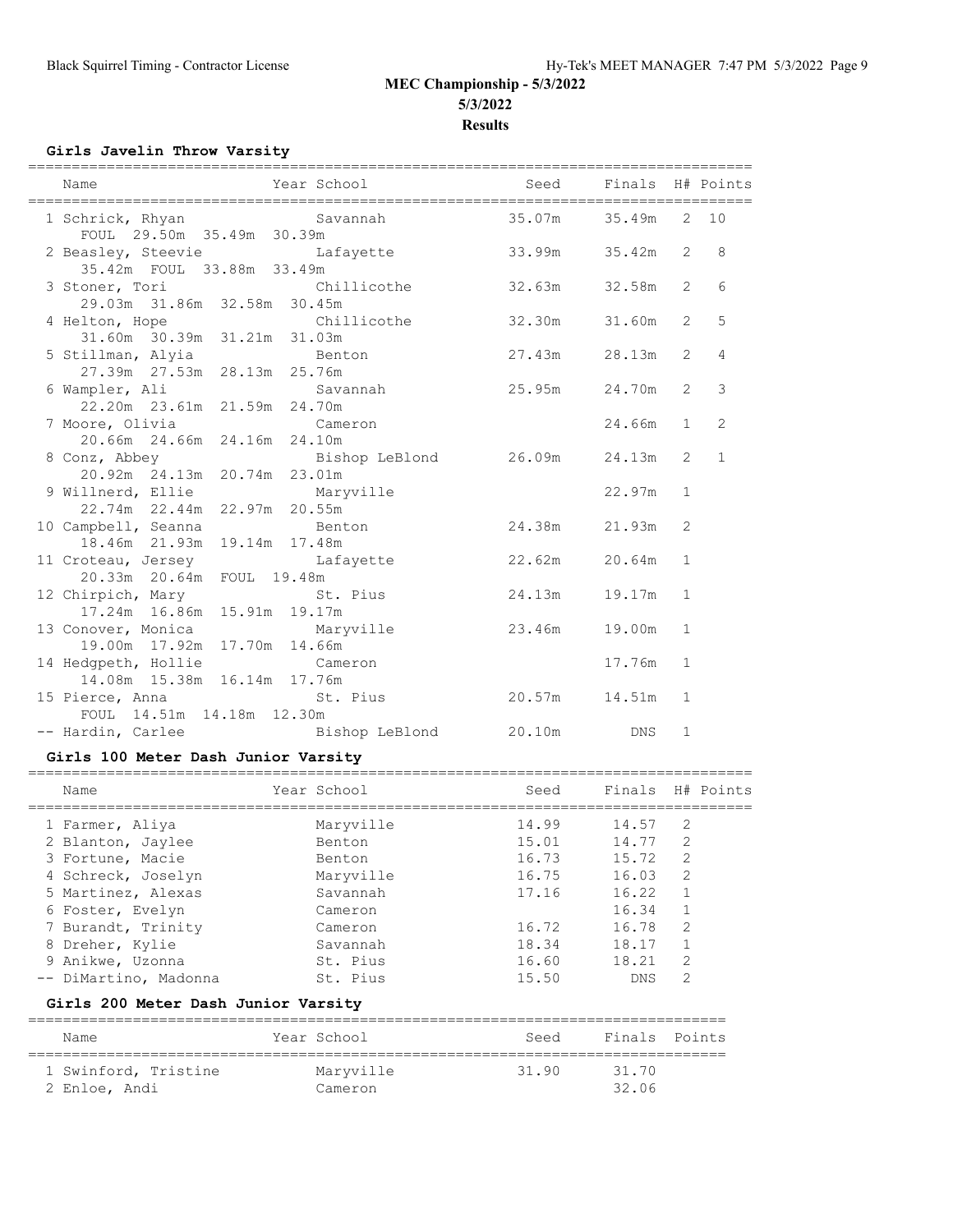# MEC Championship - 5/3/2022
## 5/3/2022
## Results

### Girls Javelin Throw Varsity

| Name | Year School | Seed | Finals | H# | Points |
|---|---|---|---|---|---|
| 1 Schrick, Rhyan | Savannah | 35.07m | 35.49m | 2 | 10 |
| FOUL 29.50m 35.49m 30.39m | | | | | |
| 2 Beasley, Steevie | Lafayette | 33.99m | 35.42m | 2 | 8 |
| 35.42m FOUL 33.88m 33.49m | | | | | |
| 3 Stoner, Tori | Chillicothe | 32.63m | 32.58m | 2 | 6 |
| 29.03m 31.86m 32.58m 30.45m | | | | | |
| 4 Helton, Hope | Chillicothe | 32.30m | 31.60m | 2 | 5 |
| 31.60m 30.39m 31.21m 31.03m | | | | | |
| 5 Stillman, Alyia | Benton | 27.43m | 28.13m | 2 | 4 |
| 27.39m 27.53m 28.13m 25.76m | | | | | |
| 6 Wampler, Ali | Savannah | 25.95m | 24.70m | 2 | 3 |
| 22.20m 23.61m 21.59m 24.70m | | | | | |
| 7 Moore, Olivia | Cameron | | 24.66m | 1 | 2 |
| 20.66m 24.66m 24.16m 24.10m | | | | | |
| 8 Conz, Abbey | Bishop LeBlond | 26.09m | 24.13m | 2 | 1 |
| 20.92m 24.13m 20.74m 23.01m | | | | | |
| 9 Willnerd, Ellie | Maryville | | 22.97m | 1 | |
| 22.74m 22.44m 22.97m 20.55m | | | | | |
| 10 Campbell, Seanna | Benton | 24.38m | 21.93m | 2 | |
| 18.46m 21.93m 19.14m 17.48m | | | | | |
| 11 Croteau, Jersey | Lafayette | 22.62m | 20.64m | 1 | |
| 20.33m 20.64m FOUL 19.48m | | | | | |
| 12 Chirpich, Mary | St. Pius | 24.13m | 19.17m | 1 | |
| 17.24m 16.86m 15.91m 19.17m | | | | | |
| 13 Conover, Monica | Maryville | 23.46m | 19.00m | 1 | |
| 19.00m 17.92m 17.70m 14.66m | | | | | |
| 14 Hedgpeth, Hollie | Cameron | | 17.76m | 1 | |
| 14.08m 15.38m 16.14m 17.76m | | | | | |
| 15 Pierce, Anna | St. Pius | 20.57m | 14.51m | 1 | |
| FOUL 14.51m 14.18m 12.30m | | | | | |
| -- Hardin, Carlee | Bishop LeBlond | 20.10m | DNS | 1 | |

### Girls 100 Meter Dash Junior Varsity

| Name | Year School | Seed | Finals | H# | Points |
|---|---|---|---|---|---|
| 1 Farmer, Aliya | Maryville | 14.99 | 14.57 | 2 | |
| 2 Blanton, Jaylee | Benton | 15.01 | 14.77 | 2 | |
| 3 Fortune, Macie | Benton | 16.73 | 15.72 | 2 | |
| 4 Schreck, Joselyn | Maryville | 16.75 | 16.03 | 2 | |
| 5 Martinez, Alexas | Savannah | 17.16 | 16.22 | 1 | |
| 6 Foster, Evelyn | Cameron | | 16.34 | 1 | |
| 7 Burandt, Trinity | Cameron | 16.72 | 16.78 | 2 | |
| 8 Dreher, Kylie | Savannah | 18.34 | 18.17 | 1 | |
| 9 Anikwe, Uzonna | St. Pius | 16.60 | 18.21 | 2 | |
| -- DiMartino, Madonna | St. Pius | 15.50 | DNS | 2 | |

### Girls 200 Meter Dash Junior Varsity

| Name | Year School | Seed | Finals | Points |
|---|---|---|---|---|
| 1 Swinford, Tristine | Maryville | 31.90 | 31.70 | |
| 2 Enloe, Andi | Cameron | | 32.06 | |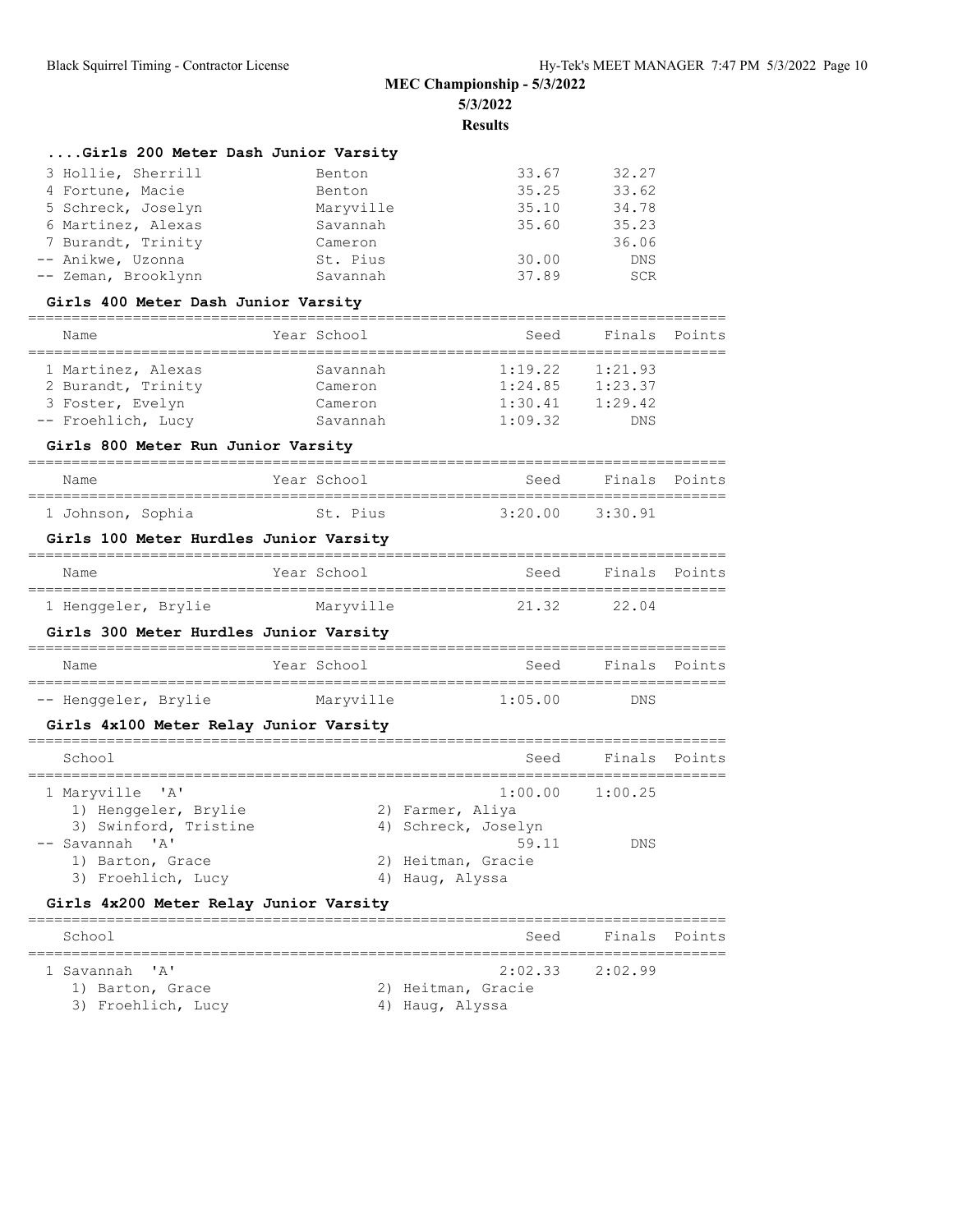# MEC Championship - 5/3/2022

**5/3/2022**

**Results**

### ....Girls 200 Meter Dash Junior Varsity

| Place | Name | Year School | Seed | Finals | Points |
|---|---|---|---|---|---|
| 3 | Hollie, Sherrill | Benton | 33.67 | 32.27 | |
| 4 | Fortune, Macie | Benton | 35.25 | 33.62 | |
| 5 | Schreck, Joselyn | Maryville | 35.10 | 34.78 | |
| 6 | Martinez, Alexas | Savannah | 35.60 | 35.23 | |
| 7 | Burandt, Trinity | Cameron | | 36.06 | |
| -- | Anikwe, Uzonna | St. Pius | 30.00 | DNS | |
| -- | Zeman, Brooklynn | Savannah | 37.89 | SCR | |

### Girls 400 Meter Dash Junior Varsity

| Place | Name | Year School | Seed | Finals | Points |
|---|---|---|---|---|---|
| 1 | Martinez, Alexas | Savannah | 1:19.22 | 1:21.93 | |
| 2 | Burandt, Trinity | Cameron | 1:24.85 | 1:23.37 | |
| 3 | Foster, Evelyn | Cameron | 1:30.41 | 1:29.42 | |
| -- | Froehlich, Lucy | Savannah | 1:09.32 | DNS | |

### Girls 800 Meter Run Junior Varsity

| Place | Name | Year School | Seed | Finals | Points |
|---|---|---|---|---|---|
| 1 | Johnson, Sophia | St. Pius | 3:20.00 | 3:30.91 | |

### Girls 100 Meter Hurdles Junior Varsity

| Place | Name | Year School | Seed | Finals | Points |
|---|---|---|---|---|---|
| 1 | Henggeler, Brylie | Maryville | 21.32 | 22.04 | |

### Girls 300 Meter Hurdles Junior Varsity

| Place | Name | Year School | Seed | Finals | Points |
|---|---|---|---|---|---|
| -- | Henggeler, Brylie | Maryville | 1:05.00 | DNS | |

### Girls 4x100 Meter Relay Junior Varsity

| Place | School | Seed | Finals | Points |
|---|---|---|---|---|
| 1 | Maryville 'A' | 1:00.00 | 1:00.25 | |
| | 1) Henggeler, Brylie; 2) Farmer, Aliya; 3) Swinford, Tristine; 4) Schreck, Joselyn | | | |
| -- | Savannah 'A' | 59.11 | DNS | |
| | 1) Barton, Grace; 2) Heitman, Gracie; 3) Froehlich, Lucy; 4) Haug, Alyssa | | | |

### Girls 4x200 Meter Relay Junior Varsity

| Place | School | Seed | Finals | Points |
|---|---|---|---|---|
| 1 | Savannah 'A' | 2:02.33 | 2:02.99 | |
| | 1) Barton, Grace; 2) Heitman, Gracie; 3) Froehlich, Lucy; 4) Haug, Alyssa | | | |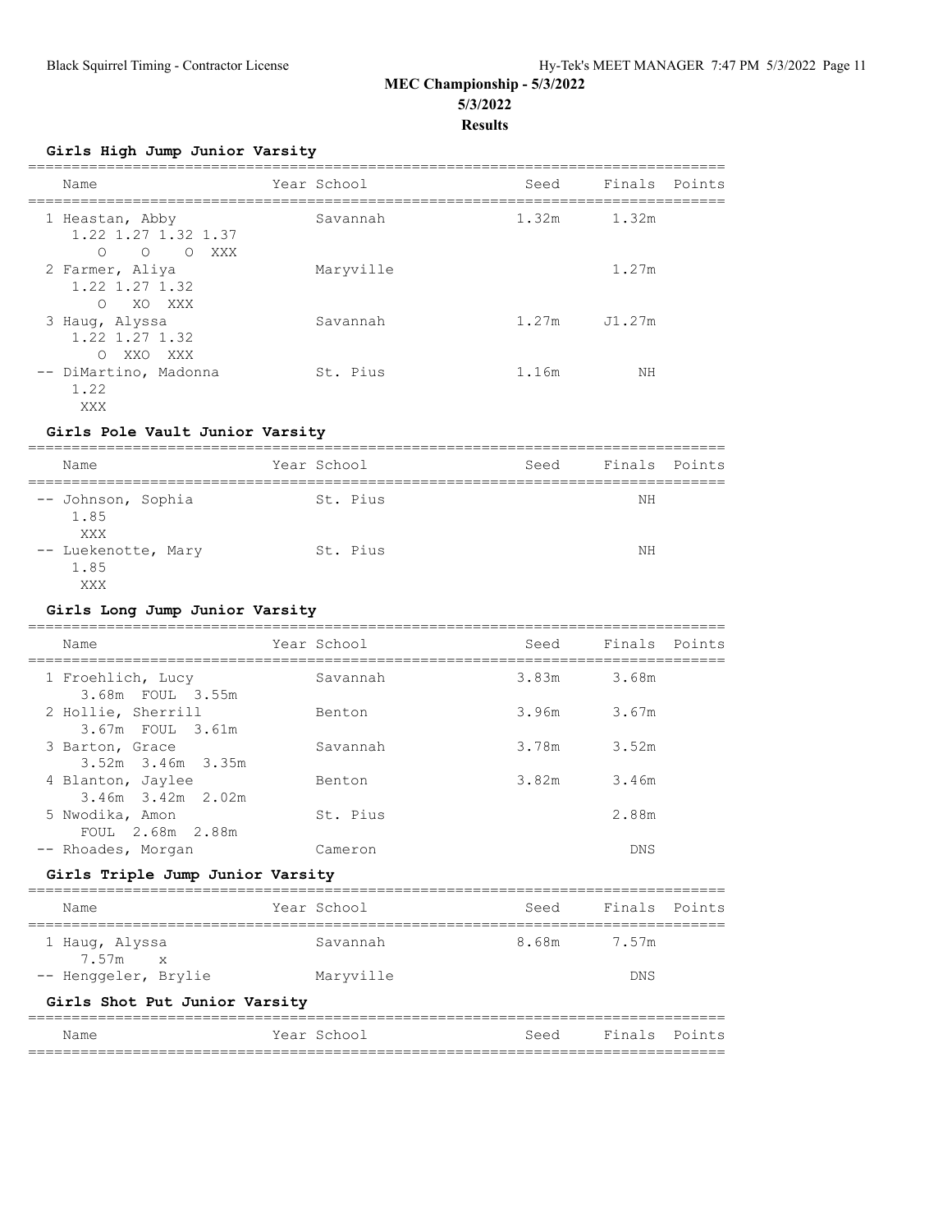# MEC Championship - 5/3/2022

**5/3/2022**

**Results**

### Girls High Jump Junior Varsity

| Name | Year | School | Seed | Finals | Points |
|---|---|---|---|---|---|
| 1 Heastan, Abby | | Savannah | 1.32m | 1.32m | |
| 1.22 1.27 1.32 1.37 | | | | | |
| O O O XXX | | | | | |
| 2 Farmer, Aliya | | Maryville | | 1.27m | |
| 1.22 1.27 1.32 | | | | | |
| O XO XXX | | | | | |
| 3 Haug, Alyssa | | Savannah | 1.27m | J1.27m | |
| 1.22 1.27 1.32 | | | | | |
| O XXO XXX | | | | | |
| -- DiMartino, Madonna | | St. Pius | 1.16m | NH | |
| 1.22 | | | | | |
| XXX | | | | | |

### Girls Pole Vault Junior Varsity

| Name | Year | School | Seed | Finals | Points |
|---|---|---|---|---|---|
| -- Johnson, Sophia | | St. Pius | | NH | |
| 1.85 | | | | | |
| XXX | | | | | |
| -- Luekenotte, Mary | | St. Pius | | NH | |
| 1.85 | | | | | |
| XXX | | | | | |

### Girls Long Jump Junior Varsity

| Name | Year | School | Seed | Finals | Points |
|---|---|---|---|---|---|
| 1 Froehlich, Lucy | | Savannah | 3.83m | 3.68m | |
| 3.68m FOUL 3.55m | | | | | |
| 2 Hollie, Sherrill | | Benton | 3.96m | 3.67m | |
| 3.67m FOUL 3.61m | | | | | |
| 3 Barton, Grace | | Savannah | 3.78m | 3.52m | |
| 3.52m 3.46m 3.35m | | | | | |
| 4 Blanton, Jaylee | | Benton | 3.82m | 3.46m | |
| 3.46m 3.42m 2.02m | | | | | |
| 5 Nwodika, Amon | | St. Pius | | 2.88m | |
| FOUL 2.68m 2.88m | | | | | |
| -- Rhoades, Morgan | | Cameron | | DNS | |

### Girls Triple Jump Junior Varsity

| Name | Year | School | Seed | Finals | Points |
|---|---|---|---|---|---|
| 1 Haug, Alyssa | | Savannah | 8.68m | 7.57m | |
| 7.57m x | | | | | |
| -- Henggeler, Brylie | | Maryville | | DNS | |

### Girls Shot Put Junior Varsity

| Name | Year | School | Seed | Finals | Points |
|---|---|---|---|---|---|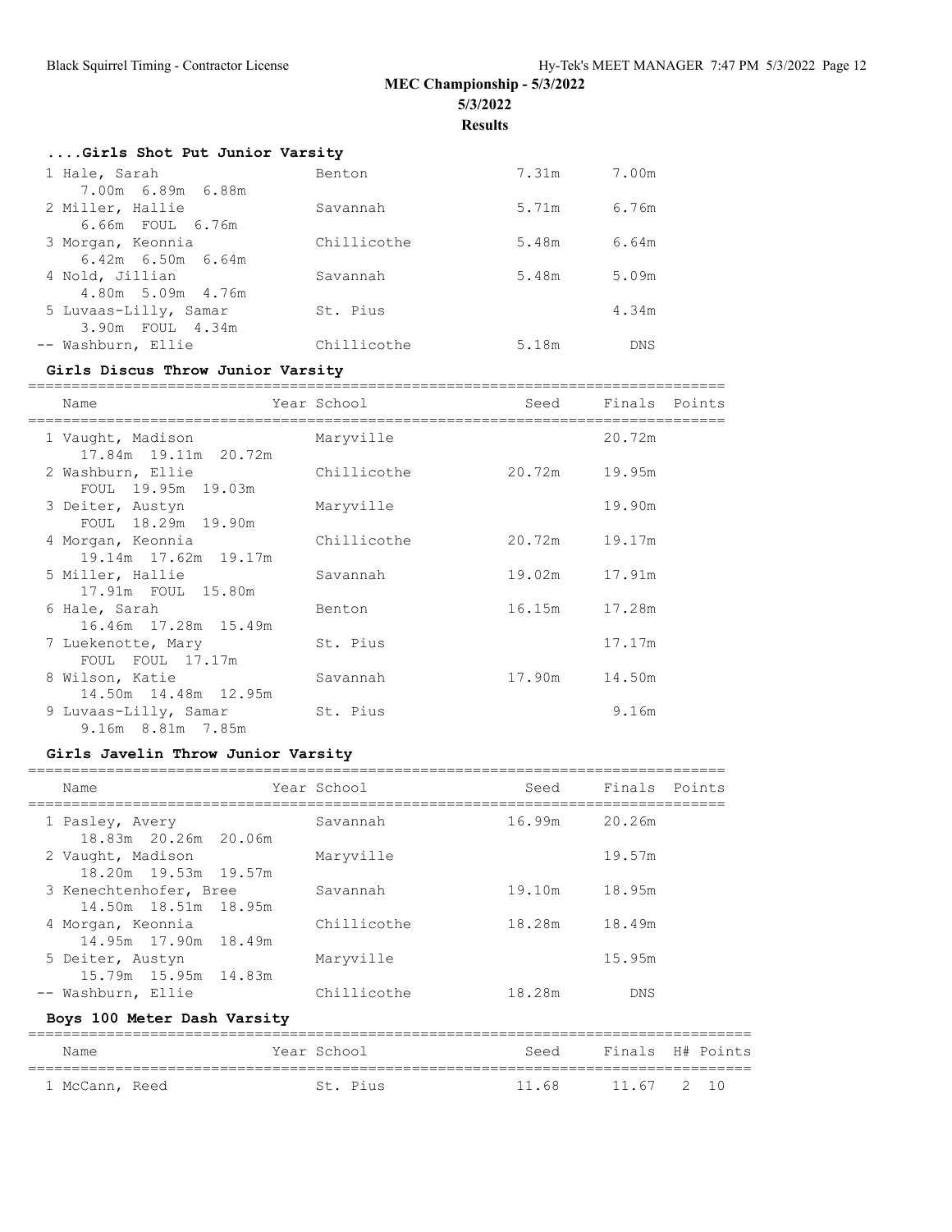# MEC Championship - 5/3/2022

## 5/3/2022

## Results

### ....Girls Shot Put Junior Varsity

| Name | Year School | Seed | Finals |
|---|---|---|---|
| 1 Hale, Sarah | Benton | 7.31m | 7.00m |
| 7.00m 6.89m 6.88m | | | |
| 2 Miller, Hallie | Savannah | 5.71m | 6.76m |
| 6.66m FOUL 6.76m | | | |
| 3 Morgan, Keonnia | Chillicothe | 5.48m | 6.64m |
| 6.42m 6.50m 6.64m | | | |
| 4 Nold, Jillian | Savannah | 5.48m | 5.09m |
| 4.80m 5.09m 4.76m | | | |
| 5 Luvaas-Lilly, Samar | St. Pius | | 4.34m |
| 3.90m FOUL 4.34m | | | |
| -- Washburn, Ellie | Chillicothe | 5.18m | DNS |

### Girls Discus Throw Junior Varsity

| Name | Year School | Seed | Finals | Points |
|---|---|---|---|---|
| 1 Vaught, Madison | Maryville | | 20.72m | |
| 17.84m 19.11m 20.72m | | | | |
| 2 Washburn, Ellie | Chillicothe | 20.72m | 19.95m | |
| FOUL 19.95m 19.03m | | | | |
| 3 Deiter, Austyn | Maryville | | 19.90m | |
| FOUL 18.29m 19.90m | | | | |
| 4 Morgan, Keonnia | Chillicothe | 20.72m | 19.17m | |
| 19.14m 17.62m 19.17m | | | | |
| 5 Miller, Hallie | Savannah | 19.02m | 17.91m | |
| 17.91m FOUL 15.80m | | | | |
| 6 Hale, Sarah | Benton | 16.15m | 17.28m | |
| 16.46m 17.28m 15.49m | | | | |
| 7 Luekenotte, Mary | St. Pius | | 17.17m | |
| FOUL FOUL 17.17m | | | | |
| 8 Wilson, Katie | Savannah | 17.90m | 14.50m | |
| 14.50m 14.48m 12.95m | | | | |
| 9 Luvaas-Lilly, Samar | St. Pius | | 9.16m | |
| 9.16m 8.81m 7.85m | | | | |

### Girls Javelin Throw Junior Varsity

| Name | Year School | Seed | Finals | Points |
|---|---|---|---|---|
| 1 Pasley, Avery | Savannah | 16.99m | 20.26m | |
| 18.83m 20.26m 20.06m | | | | |
| 2 Vaught, Madison | Maryville | | 19.57m | |
| 18.20m 19.53m 19.57m | | | | |
| 3 Kenechtenhofer, Bree | Savannah | 19.10m | 18.95m | |
| 14.50m 18.51m 18.95m | | | | |
| 4 Morgan, Keonnia | Chillicothe | 18.28m | 18.49m | |
| 14.95m 17.90m 18.49m | | | | |
| 5 Deiter, Austyn | Maryville | | 15.95m | |
| 15.79m 15.95m 14.83m | | | | |
| -- Washburn, Ellie | Chillicothe | 18.28m | DNS | |

### Boys 100 Meter Dash Varsity

| Name | Year School | Seed | Finals | H# | Points |
|---|---|---|---|---|---|
| 1 McCann, Reed | St. Pius | 11.68 | 11.67 | 2 | 10 |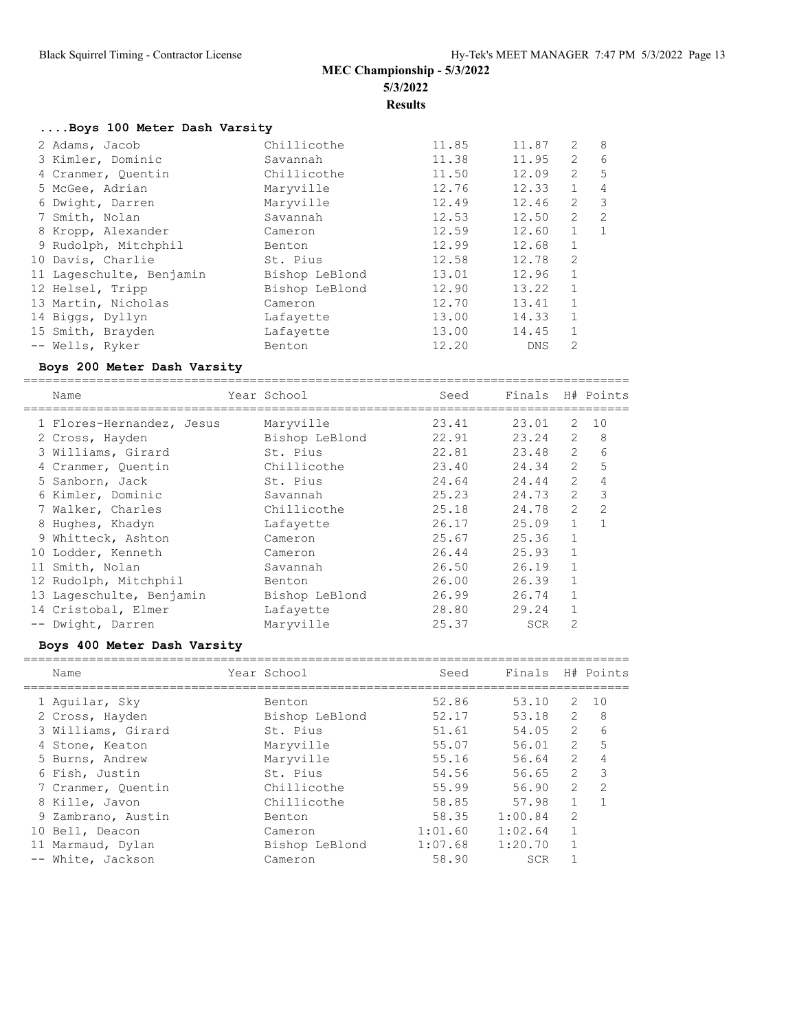# MEC Championship - 5/3/2022

**5/3/2022**

**Results**

### ....Boys 100 Meter Dash Varsity

| Name | Year School | Seed | Finals | H# | Points |
|---|---|---|---|---|---|
| 2 Adams, Jacob | Chillicothe | 11.85 | 11.87 | 2 | 8 |
| 3 Kimler, Dominic | Savannah | 11.38 | 11.95 | 2 | 6 |
| 4 Cranmer, Quentin | Chillicothe | 11.50 | 12.09 | 2 | 5 |
| 5 McGee, Adrian | Maryville | 12.76 | 12.33 | 1 | 4 |
| 6 Dwight, Darren | Maryville | 12.49 | 12.46 | 2 | 3 |
| 7 Smith, Nolan | Savannah | 12.53 | 12.50 | 2 | 2 |
| 8 Kropp, Alexander | Cameron | 12.59 | 12.60 | 1 | 1 |
| 9 Rudolph, Mitchphil | Benton | 12.99 | 12.68 | 1 | |
| 10 Davis, Charlie | St. Pius | 12.58 | 12.78 | 2 | |
| 11 Lageschulte, Benjamin | Bishop LeBlond | 13.01 | 12.96 | 1 | |
| 12 Helsel, Tripp | Bishop LeBlond | 12.90 | 13.22 | 1 | |
| 13 Martin, Nicholas | Cameron | 12.70 | 13.41 | 1 | |
| 14 Biggs, Dyllyn | Lafayette | 13.00 | 14.33 | 1 | |
| 15 Smith, Brayden | Lafayette | 13.00 | 14.45 | 1 | |
| -- Wells, Ryker | Benton | 12.20 | DNS | 2 | |

### Boys 200 Meter Dash Varsity

| Name | Year School | Seed | Finals | H# | Points |
|---|---|---|---|---|---|
| 1 Flores-Hernandez, Jesus | Maryville | 23.41 | 23.01 | 2 | 10 |
| 2 Cross, Hayden | Bishop LeBlond | 22.91 | 23.24 | 2 | 8 |
| 3 Williams, Girard | St. Pius | 22.81 | 23.48 | 2 | 6 |
| 4 Cranmer, Quentin | Chillicothe | 23.40 | 24.34 | 2 | 5 |
| 5 Sanborn, Jack | St. Pius | 24.64 | 24.44 | 2 | 4 |
| 6 Kimler, Dominic | Savannah | 25.23 | 24.73 | 2 | 3 |
| 7 Walker, Charles | Chillicothe | 25.18 | 24.78 | 2 | 2 |
| 8 Hughes, Khadyn | Lafayette | 26.17 | 25.09 | 1 | 1 |
| 9 Whitteck, Ashton | Cameron | 25.67 | 25.36 | 1 | |
| 10 Lodder, Kenneth | Cameron | 26.44 | 25.93 | 1 | |
| 11 Smith, Nolan | Savannah | 26.50 | 26.19 | 1 | |
| 12 Rudolph, Mitchphil | Benton | 26.00 | 26.39 | 1 | |
| 13 Lageschulte, Benjamin | Bishop LeBlond | 26.99 | 26.74 | 1 | |
| 14 Cristobal, Elmer | Lafayette | 28.80 | 29.24 | 1 | |
| -- Dwight, Darren | Maryville | 25.37 | SCR | 2 | |

### Boys 400 Meter Dash Varsity

| Name | Year School | Seed | Finals | H# | Points |
|---|---|---|---|---|---|
| 1 Aguilar, Sky | Benton | 52.86 | 53.10 | 2 | 10 |
| 2 Cross, Hayden | Bishop LeBlond | 52.17 | 53.18 | 2 | 8 |
| 3 Williams, Girard | St. Pius | 51.61 | 54.05 | 2 | 6 |
| 4 Stone, Keaton | Maryville | 55.07 | 56.01 | 2 | 5 |
| 5 Burns, Andrew | Maryville | 55.16 | 56.64 | 2 | 4 |
| 6 Fish, Justin | St. Pius | 54.56 | 56.65 | 2 | 3 |
| 7 Cranmer, Quentin | Chillicothe | 55.99 | 56.90 | 2 | 2 |
| 8 Kille, Javon | Chillicothe | 58.85 | 57.98 | 1 | 1 |
| 9 Zambrano, Austin | Benton | 58.35 | 1:00.84 | 2 | |
| 10 Bell, Deacon | Cameron | 1:01.60 | 1:02.64 | 1 | |
| 11 Marmaud, Dylan | Bishop LeBlond | 1:07.68 | 1:20.70 | 1 | |
| -- White, Jackson | Cameron | 58.90 | SCR | 1 | |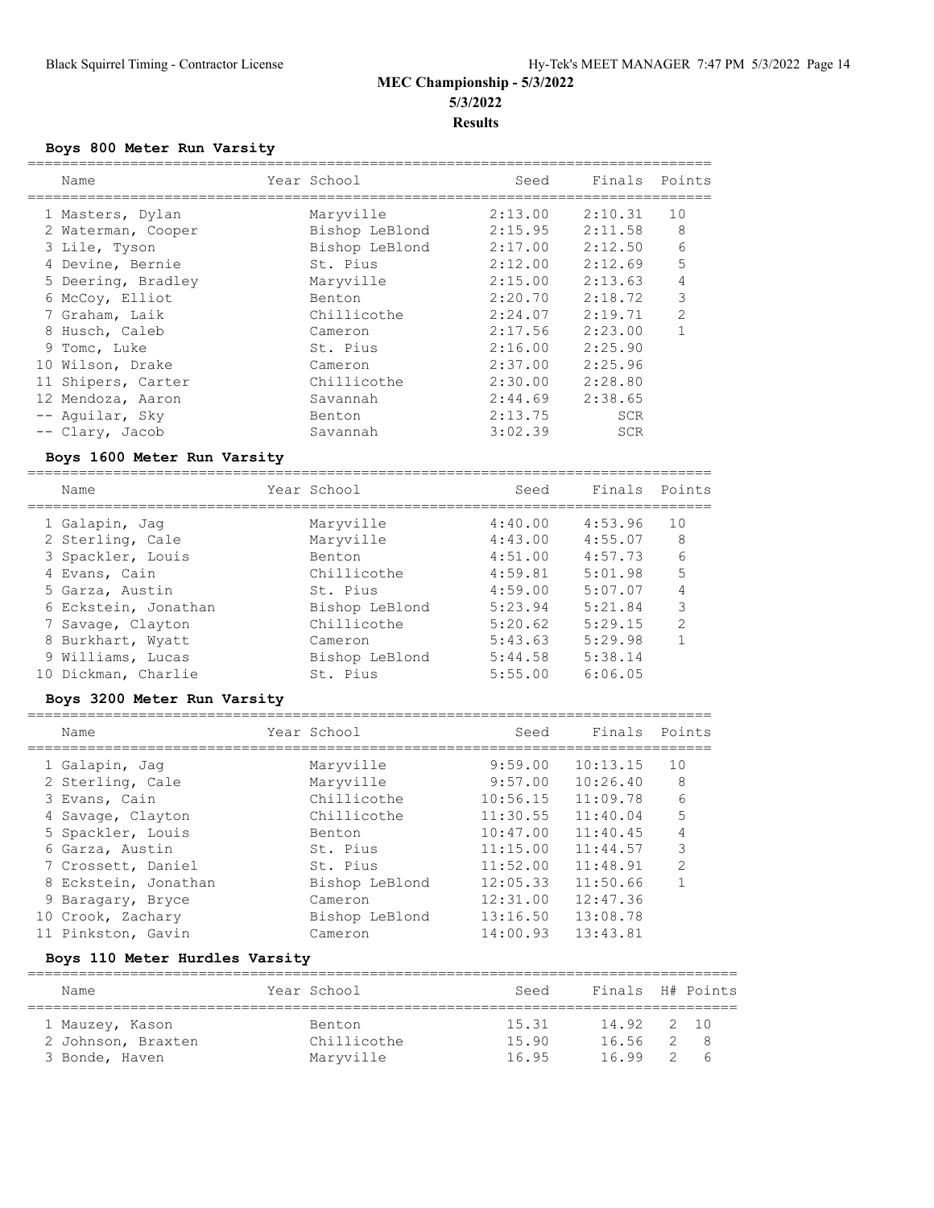# MEC Championship - 5/3/2022

**5/3/2022**

**Results**

### Boys 800 Meter Run Varsity

| | Name | Year | School | Seed | Finals | Points |
|---|---|---|---|---|---|---|
| 1 | Masters, Dylan | | Maryville | 2:13.00 | 2:10.31 | 10 |
| 2 | Waterman, Cooper | | Bishop LeBlond | 2:15.95 | 2:11.58 | 8 |
| 3 | Lile, Tyson | | Bishop LeBlond | 2:17.00 | 2:12.50 | 6 |
| 4 | Devine, Bernie | | St. Pius | 2:12.00 | 2:12.69 | 5 |
| 5 | Deering, Bradley | | Maryville | 2:15.00 | 2:13.63 | 4 |
| 6 | McCoy, Elliot | | Benton | 2:20.70 | 2:18.72 | 3 |
| 7 | Graham, Laik | | Chillicothe | 2:24.07 | 2:19.71 | 2 |
| 8 | Husch, Caleb | | Cameron | 2:17.56 | 2:23.00 | 1 |
| 9 | Tomc, Luke | | St. Pius | 2:16.00 | 2:25.90 | |
| 10 | Wilson, Drake | | Cameron | 2:37.00 | 2:25.96 | |
| 11 | Shipers, Carter | | Chillicothe | 2:30.00 | 2:28.80 | |
| 12 | Mendoza, Aaron | | Savannah | 2:44.69 | 2:38.65 | |
| -- | Aguilar, Sky | | Benton | 2:13.75 | SCR | |
| -- | Clary, Jacob | | Savannah | 3:02.39 | SCR | |

### Boys 1600 Meter Run Varsity

| | Name | Year | School | Seed | Finals | Points |
|---|---|---|---|---|---|---|
| 1 | Galapin, Jag | | Maryville | 4:40.00 | 4:53.96 | 10 |
| 2 | Sterling, Cale | | Maryville | 4:43.00 | 4:55.07 | 8 |
| 3 | Spackler, Louis | | Benton | 4:51.00 | 4:57.73 | 6 |
| 4 | Evans, Cain | | Chillicothe | 4:59.81 | 5:01.98 | 5 |
| 5 | Garza, Austin | | St. Pius | 4:59.00 | 5:07.07 | 4 |
| 6 | Eckstein, Jonathan | | Bishop LeBlond | 5:23.94 | 5:21.84 | 3 |
| 7 | Savage, Clayton | | Chillicothe | 5:20.62 | 5:29.15 | 2 |
| 8 | Burkhart, Wyatt | | Cameron | 5:43.63 | 5:29.98 | 1 |
| 9 | Williams, Lucas | | Bishop LeBlond | 5:44.58 | 5:38.14 | |
| 10 | Dickman, Charlie | | St. Pius | 5:55.00 | 6:06.05 | |

### Boys 3200 Meter Run Varsity

| | Name | Year | School | Seed | Finals | Points |
|---|---|---|---|---|---|---|
| 1 | Galapin, Jag | | Maryville | 9:59.00 | 10:13.15 | 10 |
| 2 | Sterling, Cale | | Maryville | 9:57.00 | 10:26.40 | 8 |
| 3 | Evans, Cain | | Chillicothe | 10:56.15 | 11:09.78 | 6 |
| 4 | Savage, Clayton | | Chillicothe | 11:30.55 | 11:40.04 | 5 |
| 5 | Spackler, Louis | | Benton | 10:47.00 | 11:40.45 | 4 |
| 6 | Garza, Austin | | St. Pius | 11:15.00 | 11:44.57 | 3 |
| 7 | Crossett, Daniel | | St. Pius | 11:52.00 | 11:48.91 | 2 |
| 8 | Eckstein, Jonathan | | Bishop LeBlond | 12:05.33 | 11:50.66 | 1 |
| 9 | Baragary, Bryce | | Cameron | 12:31.00 | 12:47.36 | |
| 10 | Crook, Zachary | | Bishop LeBlond | 13:16.50 | 13:08.78 | |
| 11 | Pinkston, Gavin | | Cameron | 14:00.93 | 13:43.81 | |

### Boys 110 Meter Hurdles Varsity

| | Name | Year | School | Seed | Finals | H# | Points |
|---|---|---|---|---|---|---|---|
| 1 | Mauzey, Kason | | Benton | 15.31 | 14.92 | 2 | 10 |
| 2 | Johnson, Braxten | | Chillicothe | 15.90 | 16.56 | 2 | 8 |
| 3 | Bonde, Haven | | Maryville | 16.95 | 16.99 | 2 | 6 |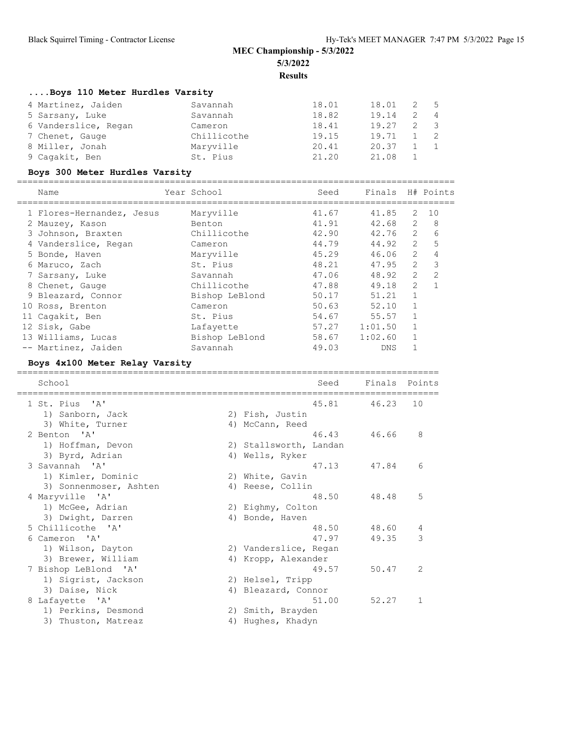# MEC Championship - 5/3/2022

**5/3/2022**

**Results**

### ....Boys 110 Meter Hurdles Varsity

| Name | Year | School | Seed | Finals | H# | Points |
|---|---|---|---|---|---|---|
| 4 Martinez, Jaiden | | Savannah | 18.01 | 18.01 | 2 | 5 |
| 5 Sarsany, Luke | | Savannah | 18.82 | 19.14 | 2 | 4 |
| 6 Vanderslice, Regan | | Cameron | 18.41 | 19.27 | 2 | 3 |
| 7 Chenet, Gauge | | Chillicothe | 19.15 | 19.71 | 1 | 2 |
| 8 Miller, Jonah | | Maryville | 20.41 | 20.37 | 1 | 1 |
| 9 Cagakit, Ben | | St. Pius | 21.20 | 21.08 | 1 | |

### Boys 300 Meter Hurdles Varsity

| Name | Year | School | Seed | Finals | H# | Points |
|---|---|---|---|---|---|---|
| 1 Flores-Hernandez, Jesus | | Maryville | 41.67 | 41.85 | 2 | 10 |
| 2 Mauzey, Kason | | Benton | 41.91 | 42.68 | 2 | 8 |
| 3 Johnson, Braxten | | Chillicothe | 42.90 | 42.76 | 2 | 6 |
| 4 Vanderslice, Regan | | Cameron | 44.79 | 44.92 | 2 | 5 |
| 5 Bonde, Haven | | Maryville | 45.29 | 46.06 | 2 | 4 |
| 6 Maruco, Zach | | St. Pius | 48.21 | 47.95 | 2 | 3 |
| 7 Sarsany, Luke | | Savannah | 47.06 | 48.92 | 2 | 2 |
| 8 Chenet, Gauge | | Chillicothe | 47.88 | 49.18 | 2 | 1 |
| 9 Bleazard, Connor | | Bishop LeBlond | 50.17 | 51.21 | 1 | |
| 10 Ross, Brenton | | Cameron | 50.63 | 52.10 | 1 | |
| 11 Cagakit, Ben | | St. Pius | 54.67 | 55.57 | 1 | |
| 12 Sisk, Gabe | | Lafayette | 57.27 | 1:01.50 | 1 | |
| 13 Williams, Lucas | | Bishop LeBlond | 58.67 | 1:02.60 | 1 | |
| -- Martinez, Jaiden | | Savannah | 49.03 | DNS | 1 | |

### Boys 4x100 Meter Relay Varsity

| School | Seed | Finals | Points |
|---|---|---|---|
| 1 St. Pius 'A' | 45.81 | 46.23 | 10 |
| 1) Sanborn, Jack 2) Fish, Justin 3) White, Turner 4) McCann, Reed | | | |
| 2 Benton 'A' | 46.43 | 46.66 | 8 |
| 1) Hoffman, Devon 2) Stallsworth, Landan 3) Byrd, Adrian 4) Wells, Ryker | | | |
| 3 Savannah 'A' | 47.13 | 47.84 | 6 |
| 1) Kimler, Dominic 2) White, Gavin 3) Sonnenmoser, Ashten 4) Reese, Collin | | | |
| 4 Maryville 'A' | 48.50 | 48.48 | 5 |
| 1) McGee, Adrian 2) Eighmy, Colton 3) Dwight, Darren 4) Bonde, Haven | | | |
| 5 Chillicothe 'A' | 48.50 | 48.60 | 4 |
| 6 Cameron 'A' | 47.97 | 49.35 | 3 |
| 1) Wilson, Dayton 2) Vanderslice, Regan 3) Brewer, William 4) Kropp, Alexander | | | |
| 7 Bishop LeBlond 'A' | 49.57 | 50.47 | 2 |
| 1) Sigrist, Jackson 2) Helsel, Tripp 3) Daise, Nick 4) Bleazard, Connor | | | |
| 8 Lafayette 'A' | 51.00 | 52.27 | 1 |
| 1) Perkins, Desmond 2) Smith, Brayden 3) Thuston, Matreaz 4) Hughes, Khadyn | | | |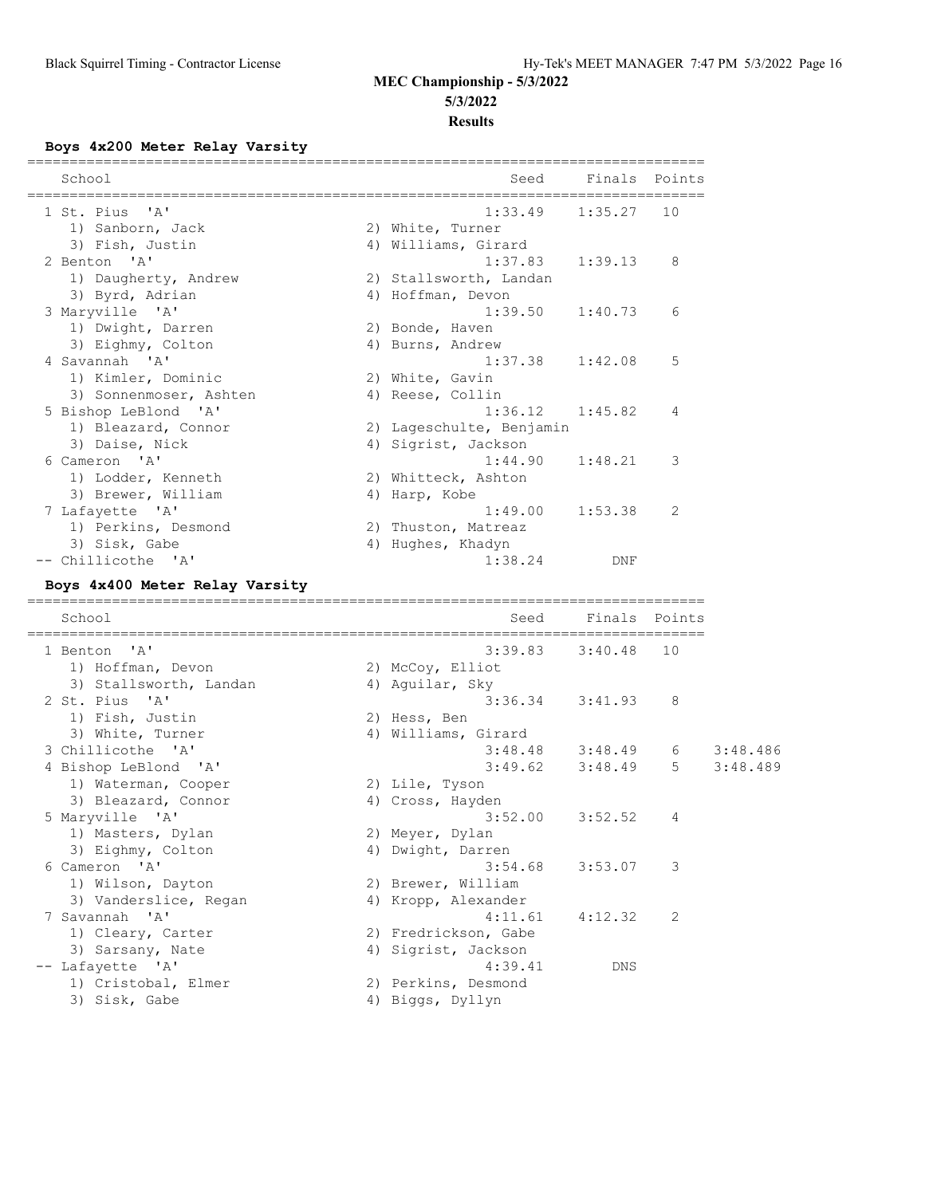# MEC Championship - 5/3/2022

**5/3/2022**

**Results**

### Boys 4x200 Meter Relay Varsity

| | School | Seed | Finals | Points |
|---|---|---|---|---|
| 1 | St. Pius 'A' | 1:33.49 | 1:35.27 | 10 |
| | 1) Sanborn, Jack 2) White, Turner 3) Fish, Justin 4) Williams, Girard | | | |
| 2 | Benton 'A' | 1:37.83 | 1:39.13 | 8 |
| | 1) Daugherty, Andrew 2) Stallsworth, Landan 3) Byrd, Adrian 4) Hoffman, Devon | | | |
| 3 | Maryville 'A' | 1:39.50 | 1:40.73 | 6 |
| | 1) Dwight, Darren 2) Bonde, Haven 3) Eighmy, Colton 4) Burns, Andrew | | | |
| 4 | Savannah 'A' | 1:37.38 | 1:42.08 | 5 |
| | 1) Kimler, Dominic 2) White, Gavin 3) Sonnenmoser, Ashten 4) Reese, Collin | | | |
| 5 | Bishop LeBlond 'A' | 1:36.12 | 1:45.82 | 4 |
| | 1) Bleazard, Connor 2) Lageschulte, Benjamin 3) Daise, Nick 4) Sigrist, Jackson | | | |
| 6 | Cameron 'A' | 1:44.90 | 1:48.21 | 3 |
| | 1) Lodder, Kenneth 2) Whitteck, Ashton 3) Brewer, William 4) Harp, Kobe | | | |
| 7 | Lafayette 'A' | 1:49.00 | 1:53.38 | 2 |
| | 1) Perkins, Desmond 2) Thuston, Matreaz 3) Sisk, Gabe 4) Hughes, Khadyn | | | |
| -- | Chillicothe 'A' | 1:38.24 | DNF | |

### Boys 4x400 Meter Relay Varsity

| | School | Seed | Finals | Points | |
|---|---|---|---|---|---|
| 1 | Benton 'A' | 3:39.83 | 3:40.48 | 10 | |
| | 1) Hoffman, Devon 2) McCoy, Elliot 3) Stallsworth, Landan 4) Aguilar, Sky | | | | |
| 2 | St. Pius 'A' | 3:36.34 | 3:41.93 | 8 | |
| | 1) Fish, Justin 2) Hess, Ben 3) White, Turner 4) Williams, Girard | | | | |
| 3 | Chillicothe 'A' | 3:48.48 | 3:48.49 | 6 | 3:48.486 |
| 4 | Bishop LeBlond 'A' | 3:49.62 | 3:48.49 | 5 | 3:48.489 |
| | 1) Waterman, Cooper 2) Lile, Tyson 3) Bleazard, Connor 4) Cross, Hayden | | | | |
| 5 | Maryville 'A' | 3:52.00 | 3:52.52 | 4 | |
| | 1) Masters, Dylan 2) Meyer, Dylan 3) Eighmy, Colton 4) Dwight, Darren | | | | |
| 6 | Cameron 'A' | 3:54.68 | 3:53.07 | 3 | |
| | 1) Wilson, Dayton 2) Brewer, William 3) Vanderslice, Regan 4) Kropp, Alexander | | | | |
| 7 | Savannah 'A' | 4:11.61 | 4:12.32 | 2 | |
| | 1) Cleary, Carter 2) Fredrickson, Gabe 3) Sarsany, Nate 4) Sigrist, Jackson | | | | |
| -- | Lafayette 'A' | 4:39.41 | DNS | | |
| | 1) Cristobal, Elmer 2) Perkins, Desmond 3) Sisk, Gabe 4) Biggs, Dyllyn | | | | |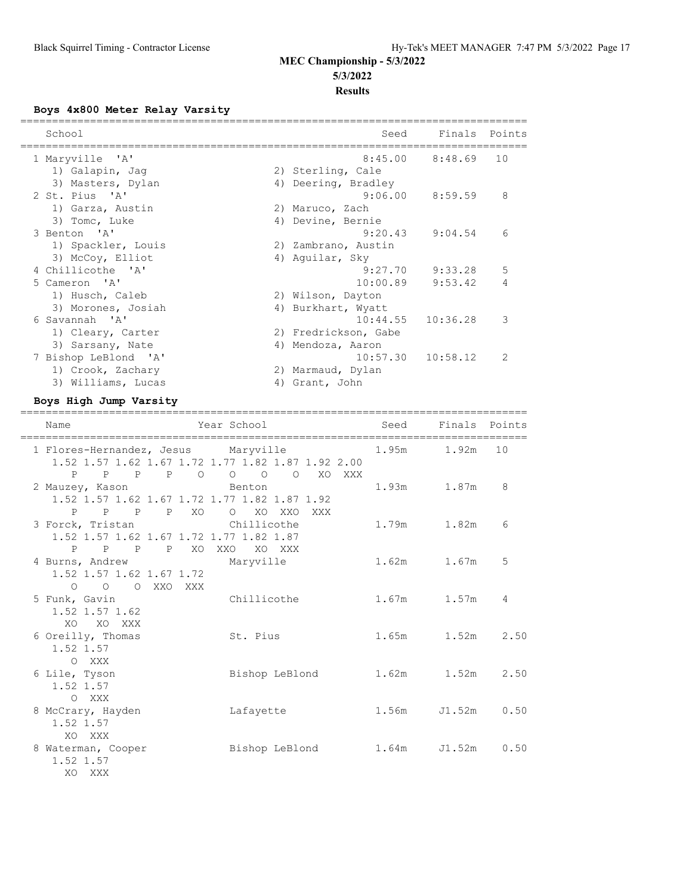# MEC Championship - 5/3/2022

**5/3/2022**

**Results**

### Boys 4x800 Meter Relay Varsity

| School | Seed | Finals | Points |
|---|---|---|---|
| 1 Maryville 'A' | 8:45.00 | 8:48.69 | 10 |
| 1) Galapin, Jag 2) Sterling, Cale 3) Masters, Dylan 4) Deering, Bradley | | | |
| 2 St. Pius 'A' | 9:06.00 | 8:59.59 | 8 |
| 1) Garza, Austin 2) Maruco, Zach 3) Tomc, Luke 4) Devine, Bernie | | | |
| 3 Benton 'A' | 9:20.43 | 9:04.54 | 6 |
| 1) Spackler, Louis 2) Zambrano, Austin 3) McCoy, Elliot 4) Aguilar, Sky | | | |
| 4 Chillicothe 'A' | 9:27.70 | 9:33.28 | 5 |
| 5 Cameron 'A' | 10:00.89 | 9:53.42 | 4 |
| 1) Husch, Caleb 2) Wilson, Dayton 3) Morones, Josiah 4) Burkhart, Wyatt | | | |
| 6 Savannah 'A' | 10:44.55 | 10:36.28 | 3 |
| 1) Cleary, Carter 2) Fredrickson, Gabe 3) Sarsany, Nate 4) Mendoza, Aaron | | | |
| 7 Bishop LeBlond 'A' | 10:57.30 | 10:58.12 | 2 |
| 1) Crook, Zachary 2) Marmaud, Dylan 3) Williams, Lucas 4) Grant, John | | | |

### Boys High Jump Varsity

| Name | Year School | Seed | Finals | Points |
|---|---|---|---|---|
| 1 Flores-Hernandez, Jesus | Maryville | 1.95m | 1.92m | 10 |
| 1.52 1.57 1.62 1.67 1.72 1.77 1.82 1.87 1.92 2.00 | | | | |
| P P P P O O O O XO XXX | | | | |
| 2 Mauzey, Kason | Benton | 1.93m | 1.87m | 8 |
| 1.52 1.57 1.62 1.67 1.72 1.77 1.82 1.87 1.92 | | | | |
| P P P P XO O XO XXO XXX | | | | |
| 3 Forck, Tristan | Chillicothe | 1.79m | 1.82m | 6 |
| 1.52 1.57 1.62 1.67 1.72 1.77 1.82 1.87 | | | | |
| P P P P XO XXO XO XXX | | | | |
| 4 Burns, Andrew | Maryville | 1.62m | 1.67m | 5 |
| 1.52 1.57 1.62 1.67 1.72 | | | | |
| O O O XXO XXX | | | | |
| 5 Funk, Gavin | Chillicothe | 1.67m | 1.57m | 4 |
| 1.52 1.57 1.62 | | | | |
| XO XO XXX | | | | |
| 6 Oreilly, Thomas | St. Pius | 1.65m | 1.52m | 2.50 |
| 1.52 1.57 | | | | |
| O XXX | | | | |
| 6 Lile, Tyson | Bishop LeBlond | 1.62m | 1.52m | 2.50 |
| 1.52 1.57 | | | | |
| O XXX | | | | |
| 8 McCrary, Hayden | Lafayette | 1.56m | J1.52m | 0.50 |
| 1.52 1.57 | | | | |
| XO XXX | | | | |
| 8 Waterman, Cooper | Bishop LeBlond | 1.64m | J1.52m | 0.50 |
| 1.52 1.57 | | | | |
| XO XXX | | | | |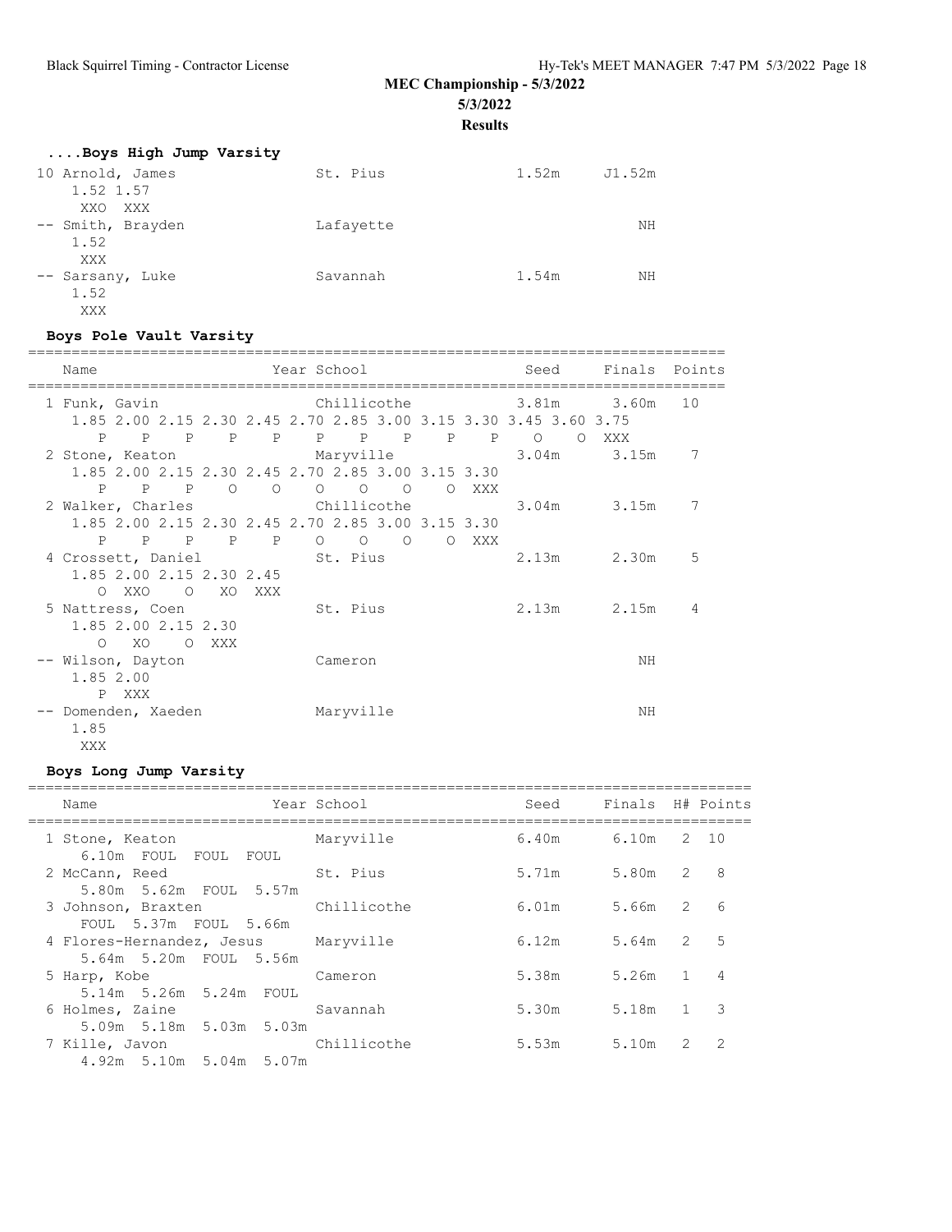## MEC Championship - 5/3/2022

5/3/2022

**Results**

### ....Boys High Jump Varsity

| Place | Name | Year | School | Seed | Finals | Points |
|---|---|---|---|---|---|---|
| 10 | Arnold, James | | St. Pius | 1.52m | J1.52m | |
| | 1.52 1.57 | | | | | |
| | XXO XXX | | | | | |
| -- | Smith, Brayden | | Lafayette | | NH | |
| | 1.52 | | | | | |
| | XXX | | | | | |
| -- | Sarsany, Luke | | Savannah | 1.54m | NH | |
| | 1.52 | | | | | |
| | XXX | | | | | |

### Boys Pole Vault Varsity

| Place | Name | Year | School | Seed | Finals | Points |
|---|---|---|---|---|---|---|
| 1 | Funk, Gavin | | Chillicothe | 3.81m | 3.60m | 10 |
| | 1.85 2.00 2.15 2.30 2.45 2.70 2.85 3.00 3.15 3.30 3.45 3.60 3.75 | | | | | |
| | P P P P P P P P P P O O XXX | | | | | |
| 2 | Stone, Keaton | | Maryville | 3.04m | 3.15m | 7 |
| | 1.85 2.00 2.15 2.30 2.45 2.70 2.85 3.00 3.15 3.30 | | | | | |
| | P P P O O O O O O XXX | | | | | |
| 2 | Walker, Charles | | Chillicothe | 3.04m | 3.15m | 7 |
| | 1.85 2.00 2.15 2.30 2.45 2.70 2.85 3.00 3.15 3.30 | | | | | |
| | P P P P P O O O O XXX | | | | | |
| 4 | Crossett, Daniel | | St. Pius | 2.13m | 2.30m | 5 |
| | 1.85 2.00 2.15 2.30 2.45 | | | | | |
| | O XXO O XO XXX | | | | | |
| 5 | Nattress, Coen | | St. Pius | 2.13m | 2.15m | 4 |
| | 1.85 2.00 2.15 2.30 | | | | | |
| | O XO O XXX | | | | | |
| -- | Wilson, Dayton | | Cameron | | NH | |
| | 1.85 2.00 | | | | | |
| | P XXX | | | | | |
| -- | Domenden, Xaeden | | Maryville | | NH | |
| | 1.85 | | | | | |
| | XXX | | | | | |

### Boys Long Jump Varsity

| Place | Name | Year | School | Seed | Finals | H# | Points |
|---|---|---|---|---|---|---|---|
| 1 | Stone, Keaton | | Maryville | 6.40m | 6.10m | 2 | 10 |
| | 6.10m FOUL FOUL FOUL | | | | | | |
| 2 | McCann, Reed | | St. Pius | 5.71m | 5.80m | 2 | 8 |
| | 5.80m 5.62m FOUL 5.57m | | | | | | |
| 3 | Johnson, Braxten | | Chillicothe | 6.01m | 5.66m | 2 | 6 |
| | FOUL 5.37m FOUL 5.66m | | | | | | |
| 4 | Flores-Hernandez, Jesus | | Maryville | 6.12m | 5.64m | 2 | 5 |
| | 5.64m 5.20m FOUL 5.56m | | | | | | |
| 5 | Harp, Kobe | | Cameron | 5.38m | 5.26m | 1 | 4 |
| | 5.14m 5.26m 5.24m FOUL | | | | | | |
| 6 | Holmes, Zaine | | Savannah | 5.30m | 5.18m | 1 | 3 |
| | 5.09m 5.18m 5.03m 5.03m | | | | | | |
| 7 | Kille, Javon | | Chillicothe | 5.53m | 5.10m | 2 | 2 |
| | 4.92m 5.10m 5.04m 5.07m | | | | | | |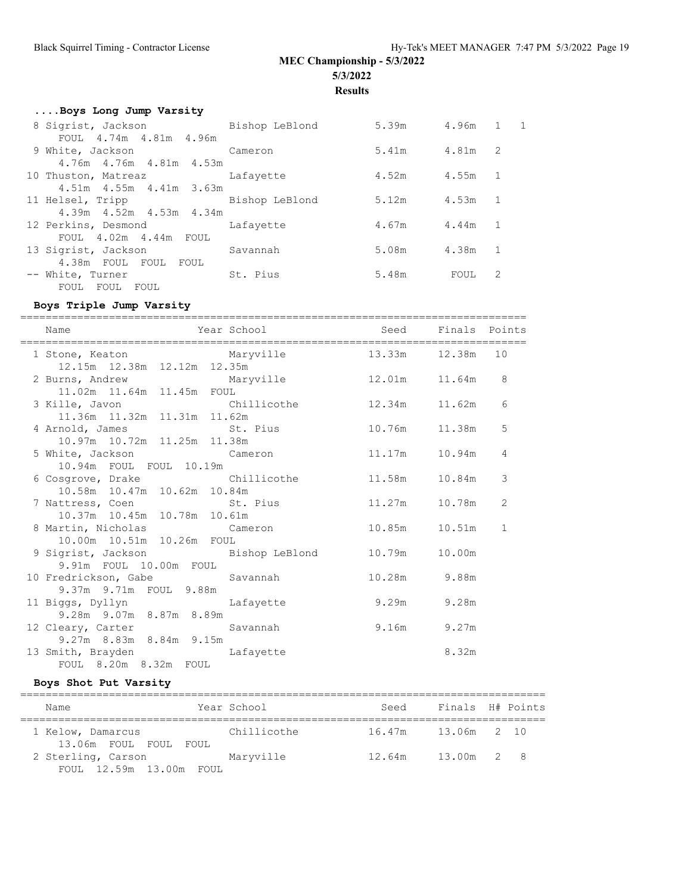# MEC Championship - 5/3/2022

**5/3/2022**

**Results**

### ....Boys Long Jump Varsity

| Place | Name | School | Seed | Finals | H# | Points |
|---|---|---|---|---|---|---|
| 8 | Sigrist, Jackson | Bishop LeBlond | 5.39m | 4.96m | 1 | 1 |
| | FOUL 4.74m 4.81m 4.96m | | | | | |
| 9 | White, Jackson | Cameron | 5.41m | 4.81m | 2 | |
| | 4.76m 4.76m 4.81m 4.53m | | | | | |
| 10 | Thuston, Matreaz | Lafayette | 4.52m | 4.55m | 1 | |
| | 4.51m 4.55m 4.41m 3.63m | | | | | |
| 11 | Helsel, Tripp | Bishop LeBlond | 5.12m | 4.53m | 1 | |
| | 4.39m 4.52m 4.53m 4.34m | | | | | |
| 12 | Perkins, Desmond | Lafayette | 4.67m | 4.44m | 1 | |
| | FOUL 4.02m 4.44m FOUL | | | | | |
| 13 | Sigrist, Jackson | Savannah | 5.08m | 4.38m | 1 | |
| | 4.38m FOUL FOUL FOUL | | | | | |
| -- | White, Turner | St. Pius | 5.48m | FOUL | 2 | |
| | FOUL FOUL FOUL | | | | | |

### Boys Triple Jump Varsity

| Place | Name | Year School | Seed | Finals | Points |
|---|---|---|---|---|---|
| 1 | Stone, Keaton | Maryville | 13.33m | 12.38m | 10 |
| | 12.15m 12.38m 12.12m 12.35m | | | | |
| 2 | Burns, Andrew | Maryville | 12.01m | 11.64m | 8 |
| | 11.02m 11.64m 11.45m FOUL | | | | |
| 3 | Kille, Javon | Chillicothe | 12.34m | 11.62m | 6 |
| | 11.36m 11.32m 11.31m 11.62m | | | | |
| 4 | Arnold, James | St. Pius | 10.76m | 11.38m | 5 |
| | 10.97m 10.72m 11.25m 11.38m | | | | |
| 5 | White, Jackson | Cameron | 11.17m | 10.94m | 4 |
| | 10.94m FOUL FOUL 10.19m | | | | |
| 6 | Cosgrove, Drake | Chillicothe | 11.58m | 10.84m | 3 |
| | 10.58m 10.47m 10.62m 10.84m | | | | |
| 7 | Nattress, Coen | St. Pius | 11.27m | 10.78m | 2 |
| | 10.37m 10.45m 10.78m 10.61m | | | | |
| 8 | Martin, Nicholas | Cameron | 10.85m | 10.51m | 1 |
| | 10.00m 10.51m 10.26m FOUL | | | | |
| 9 | Sigrist, Jackson | Bishop LeBlond | 10.79m | 10.00m | |
| | 9.91m FOUL 10.00m FOUL | | | | |
| 10 | Fredrickson, Gabe | Savannah | 10.28m | 9.88m | |
| | 9.37m 9.71m FOUL 9.88m | | | | |
| 11 | Biggs, Dyllyn | Lafayette | 9.29m | 9.28m | |
| | 9.28m 9.07m 8.87m 8.89m | | | | |
| 12 | Cleary, Carter | Savannah | 9.16m | 9.27m | |
| | 9.27m 8.83m 8.84m 9.15m | | | | |
| 13 | Smith, Brayden | Lafayette | | 8.32m | |
| | FOUL 8.20m 8.32m FOUL | | | | |

### Boys Shot Put Varsity

| Place | Name | Year School | Seed | Finals | H# | Points |
|---|---|---|---|---|---|---|
| 1 | Kelow, Damarcus | Chillicothe | 16.47m | 13.06m | 2 | 10 |
| | 13.06m FOUL FOUL FOUL | | | | | |
| 2 | Sterling, Carson | Maryville | 12.64m | 13.00m | 2 | 8 |
| | FOUL 12.59m 13.00m FOUL | | | | | |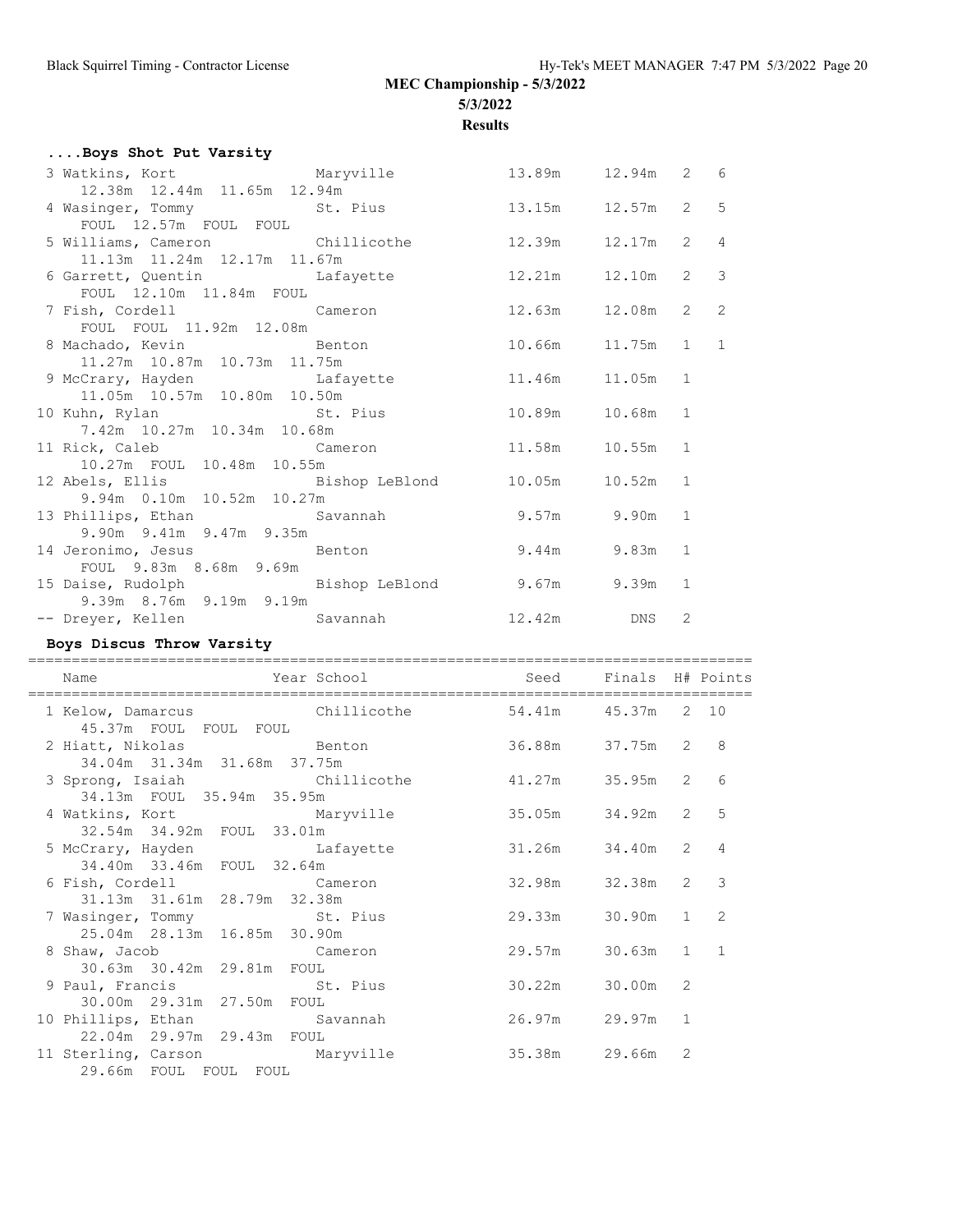## MEC Championship - 5/3/2022

**5/3/2022**

**Results**

### ....Boys Shot Put Varsity

| Place | Name | Year | School | Seed | Finals | H# | Points |
|---|---|---|---|---|---|---|---|
| 3 | Watkins, Kort | | Maryville | 13.89m | 12.94m | 2 | 6 |
| | 12.38m 12.44m 11.65m 12.94m | | | | | | |
| 4 | Wasinger, Tommy | | St. Pius | 13.15m | 12.57m | 2 | 5 |
| | FOUL 12.57m FOUL FOUL | | | | | | |
| 5 | Williams, Cameron | | Chillicothe | 12.39m | 12.17m | 2 | 4 |
| | 11.13m 11.24m 12.17m 11.67m | | | | | | |
| 6 | Garrett, Quentin | | Lafayette | 12.21m | 12.10m | 2 | 3 |
| | FOUL 12.10m 11.84m FOUL | | | | | | |
| 7 | Fish, Cordell | | Cameron | 12.63m | 12.08m | 2 | 2 |
| | FOUL FOUL 11.92m 12.08m | | | | | | |
| 8 | Machado, Kevin | | Benton | 10.66m | 11.75m | 1 | 1 |
| | 11.27m 10.87m 10.73m 11.75m | | | | | | |
| 9 | McCrary, Hayden | | Lafayette | 11.46m | 11.05m | 1 | |
| | 11.05m 10.57m 10.80m 10.50m | | | | | | |
| 10 | Kuhn, Rylan | | St. Pius | 10.89m | 10.68m | 1 | |
| | 7.42m 10.27m 10.34m 10.68m | | | | | | |
| 11 | Rick, Caleb | | Cameron | 11.58m | 10.55m | 1 | |
| | 10.27m FOUL 10.48m 10.55m | | | | | | |
| 12 | Abels, Ellis | | Bishop LeBlond | 10.05m | 10.52m | 1 | |
| | 9.94m 0.10m 10.52m 10.27m | | | | | | |
| 13 | Phillips, Ethan | | Savannah | 9.57m | 9.90m | 1 | |
| | 9.90m 9.41m 9.47m 9.35m | | | | | | |
| 14 | Jeronimo, Jesus | | Benton | 9.44m | 9.83m | 1 | |
| | FOUL 9.83m 8.68m 9.69m | | | | | | |
| 15 | Daise, Rudolph | | Bishop LeBlond | 9.67m | 9.39m | 1 | |
| | 9.39m 8.76m 9.19m 9.19m | | | | | | |
| -- | Dreyer, Kellen | | Savannah | 12.42m | DNS | 2 | |

### Boys Discus Throw Varsity

| Place | Name | Year | School | Seed | Finals | H# | Points |
|---|---|---|---|---|---|---|---|
| 1 | Kelow, Damarcus | | Chillicothe | 54.41m | 45.37m | 2 | 10 |
| | 45.37m FOUL FOUL FOUL | | | | | | |
| 2 | Hiatt, Nikolas | | Benton | 36.88m | 37.75m | 2 | 8 |
| | 34.04m 31.34m 31.68m 37.75m | | | | | | |
| 3 | Sprong, Isaiah | | Chillicothe | 41.27m | 35.95m | 2 | 6 |
| | 34.13m FOUL 35.94m 35.95m | | | | | | |
| 4 | Watkins, Kort | | Maryville | 35.05m | 34.92m | 2 | 5 |
| | 32.54m 34.92m FOUL 33.01m | | | | | | |
| 5 | McCrary, Hayden | | Lafayette | 31.26m | 34.40m | 2 | 4 |
| | 34.40m 33.46m FOUL 32.64m | | | | | | |
| 6 | Fish, Cordell | | Cameron | 32.98m | 32.38m | 2 | 3 |
| | 31.13m 31.61m 28.79m 32.38m | | | | | | |
| 7 | Wasinger, Tommy | | St. Pius | 29.33m | 30.90m | 1 | 2 |
| | 25.04m 28.13m 16.85m 30.90m | | | | | | |
| 8 | Shaw, Jacob | | Cameron | 29.57m | 30.63m | 1 | 1 |
| | 30.63m 30.42m 29.81m FOUL | | | | | | |
| 9 | Paul, Francis | | St. Pius | 30.22m | 30.00m | 2 | |
| | 30.00m 29.31m 27.50m FOUL | | | | | | |
| 10 | Phillips, Ethan | | Savannah | 26.97m | 29.97m | 1 | |
| | 22.04m 29.97m 29.43m FOUL | | | | | | |
| 11 | Sterling, Carson | | Maryville | 35.38m | 29.66m | 2 | |
| | 29.66m FOUL FOUL FOUL | | | | | | |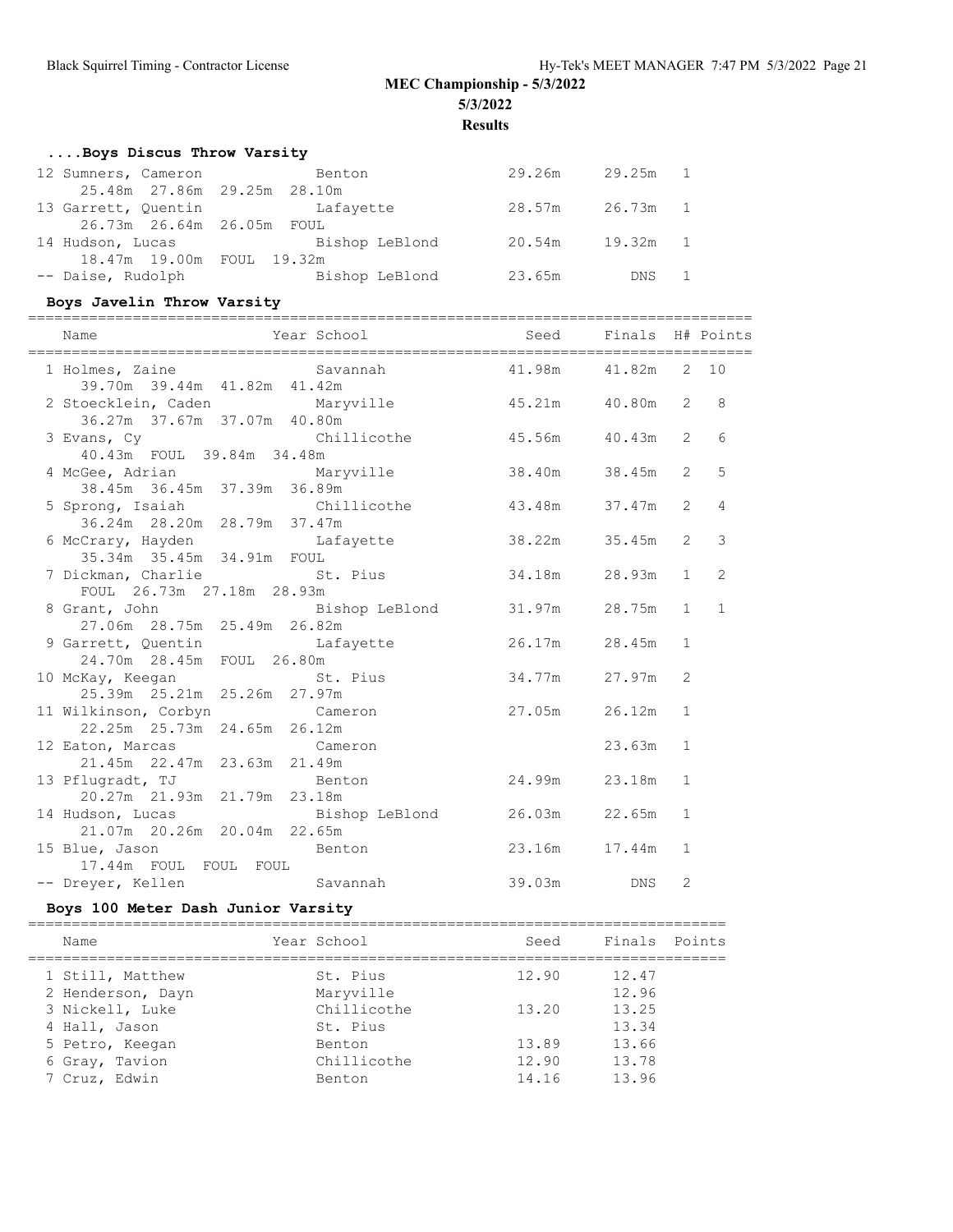## MEC Championship - 5/3/2022

**5/3/2022**

**Results**

### ....Boys Discus Throw Varsity

| Name | Year School | Seed | Finals | H# | Points |
|---|---|---|---|---|---|
| 12 Sumners, Cameron | Benton | 29.26m | 29.25m | 1 | |
| 25.48m 27.86m 29.25m 28.10m | | | | | |
| 13 Garrett, Quentin | Lafayette | 28.57m | 26.73m | 1 | |
| 26.73m 26.64m 26.05m FOUL | | | | | |
| 14 Hudson, Lucas | Bishop LeBlond | 20.54m | 19.32m | 1 | |
| 18.47m 19.00m FOUL 19.32m | | | | | |
| -- Daise, Rudolph | Bishop LeBlond | 23.65m | DNS | 1 | |

### Boys Javelin Throw Varsity

| Name | Year School | Seed | Finals | H# | Points |
|---|---|---|---|---|---|
| 1 Holmes, Zaine | Savannah | 41.98m | 41.82m | 2 | 10 |
| 39.70m 39.44m 41.82m 41.42m | | | | | |
| 2 Stoecklein, Caden | Maryville | 45.21m | 40.80m | 2 | 8 |
| 36.27m 37.67m 37.07m 40.80m | | | | | |
| 3 Evans, Cy | Chillicothe | 45.56m | 40.43m | 2 | 6 |
| 40.43m FOUL 39.84m 34.48m | | | | | |
| 4 McGee, Adrian | Maryville | 38.40m | 38.45m | 2 | 5 |
| 38.45m 36.45m 37.39m 36.89m | | | | | |
| 5 Sprong, Isaiah | Chillicothe | 43.48m | 37.47m | 2 | 4 |
| 36.24m 28.20m 28.79m 37.47m | | | | | |
| 6 McCrary, Hayden | Lafayette | 38.22m | 35.45m | 2 | 3 |
| 35.34m 35.45m 34.91m FOUL | | | | | |
| 7 Dickman, Charlie | St. Pius | 34.18m | 28.93m | 1 | 2 |
| FOUL 26.73m 27.18m 28.93m | | | | | |
| 8 Grant, John | Bishop LeBlond | 31.97m | 28.75m | 1 | 1 |
| 27.06m 28.75m 25.49m 26.82m | | | | | |
| 9 Garrett, Quentin | Lafayette | 26.17m | 28.45m | 1 | |
| 24.70m 28.45m FOUL 26.80m | | | | | |
| 10 McKay, Keegan | St. Pius | 34.77m | 27.97m | 2 | |
| 25.39m 25.21m 25.26m 27.97m | | | | | |
| 11 Wilkinson, Corbyn | Cameron | 27.05m | 26.12m | 1 | |
| 22.25m 25.73m 24.65m 26.12m | | | | | |
| 12 Eaton, Marcas | Cameron | | 23.63m | 1 | |
| 21.45m 22.47m 23.63m 21.49m | | | | | |
| 13 Pflugradt, TJ | Benton | 24.99m | 23.18m | 1 | |
| 20.27m 21.93m 21.79m 23.18m | | | | | |
| 14 Hudson, Lucas | Bishop LeBlond | 26.03m | 22.65m | 1 | |
| 21.07m 20.26m 20.04m 22.65m | | | | | |
| 15 Blue, Jason | Benton | 23.16m | 17.44m | 1 | |
| 17.44m FOUL FOUL FOUL | | | | | |
| -- Dreyer, Kellen | Savannah | 39.03m | DNS | 2 | |

### Boys 100 Meter Dash Junior Varsity

| Name | Year School | Seed | Finals | Points |
|---|---|---|---|---|
| 1 Still, Matthew | St. Pius | 12.90 | 12.47 | |
| 2 Henderson, Dayn | Maryville | | 12.96 | |
| 3 Nickell, Luke | Chillicothe | 13.20 | 13.25 | |
| 4 Hall, Jason | St. Pius | | 13.34 | |
| 5 Petro, Keegan | Benton | 13.89 | 13.66 | |
| 6 Gray, Tavion | Chillicothe | 12.90 | 13.78 | |
| 7 Cruz, Edwin | Benton | 14.16 | 13.96 | |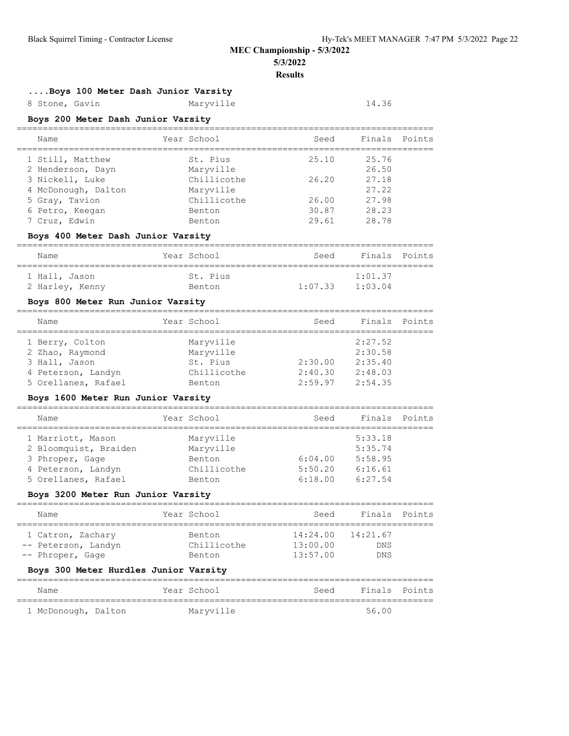# MEC Championship - 5/3/2022

**5/3/2022**

**Results**

### ....Boys 100 Meter Dash Junior Varsity

| Name | Year School | Seed | Finals | Points |
|---|---|---|---|---|
| 8 Stone, Gavin | Maryville | | 14.36 | |

### Boys 200 Meter Dash Junior Varsity

| Name | Year School | Seed | Finals | Points |
|---|---|---|---|---|
| 1 Still, Matthew | St. Pius | 25.10 | 25.76 | |
| 2 Henderson, Dayn | Maryville | | 26.50 | |
| 3 Nickell, Luke | Chillicothe | 26.20 | 27.18 | |
| 4 McDonough, Dalton | Maryville | | 27.22 | |
| 5 Gray, Tavion | Chillicothe | 26.00 | 27.98 | |
| 6 Petro, Keegan | Benton | 30.87 | 28.23 | |
| 7 Cruz, Edwin | Benton | 29.61 | 28.78 | |

### Boys 400 Meter Dash Junior Varsity

| Name | Year School | Seed | Finals | Points |
|---|---|---|---|---|
| 1 Hall, Jason | St. Pius | | 1:01.37 | |
| 2 Harley, Kenny | Benton | 1:07.33 | 1:03.04 | |

### Boys 800 Meter Run Junior Varsity

| Name | Year School | Seed | Finals | Points |
|---|---|---|---|---|
| 1 Berry, Colton | Maryville | | 2:27.52 | |
| 2 Zhao, Raymond | Maryville | | 2:30.58 | |
| 3 Hall, Jason | St. Pius | 2:30.00 | 2:35.40 | |
| 4 Peterson, Landyn | Chillicothe | 2:40.30 | 2:48.03 | |
| 5 Orellanes, Rafael | Benton | 2:59.97 | 2:54.35 | |

### Boys 1600 Meter Run Junior Varsity

| Name | Year School | Seed | Finals | Points |
|---|---|---|---|---|
| 1 Marriott, Mason | Maryville | | 5:33.18 | |
| 2 Bloomquist, Braiden | Maryville | | 5:35.74 | |
| 3 Phroper, Gage | Benton | 6:04.00 | 5:58.95 | |
| 4 Peterson, Landyn | Chillicothe | 5:50.20 | 6:16.61 | |
| 5 Orellanes, Rafael | Benton | 6:18.00 | 6:27.54 | |

### Boys 3200 Meter Run Junior Varsity

| Name | Year School | Seed | Finals | Points |
|---|---|---|---|---|
| 1 Catron, Zachary | Benton | 14:24.00 | 14:21.67 | |
| -- Peterson, Landyn | Chillicothe | 13:00.00 | DNS | |
| -- Phroper, Gage | Benton | 13:57.00 | DNS | |

### Boys 300 Meter Hurdles Junior Varsity

| Name | Year School | Seed | Finals | Points |
|---|---|---|---|---|
| 1 McDonough, Dalton | Maryville | | 56.00 | |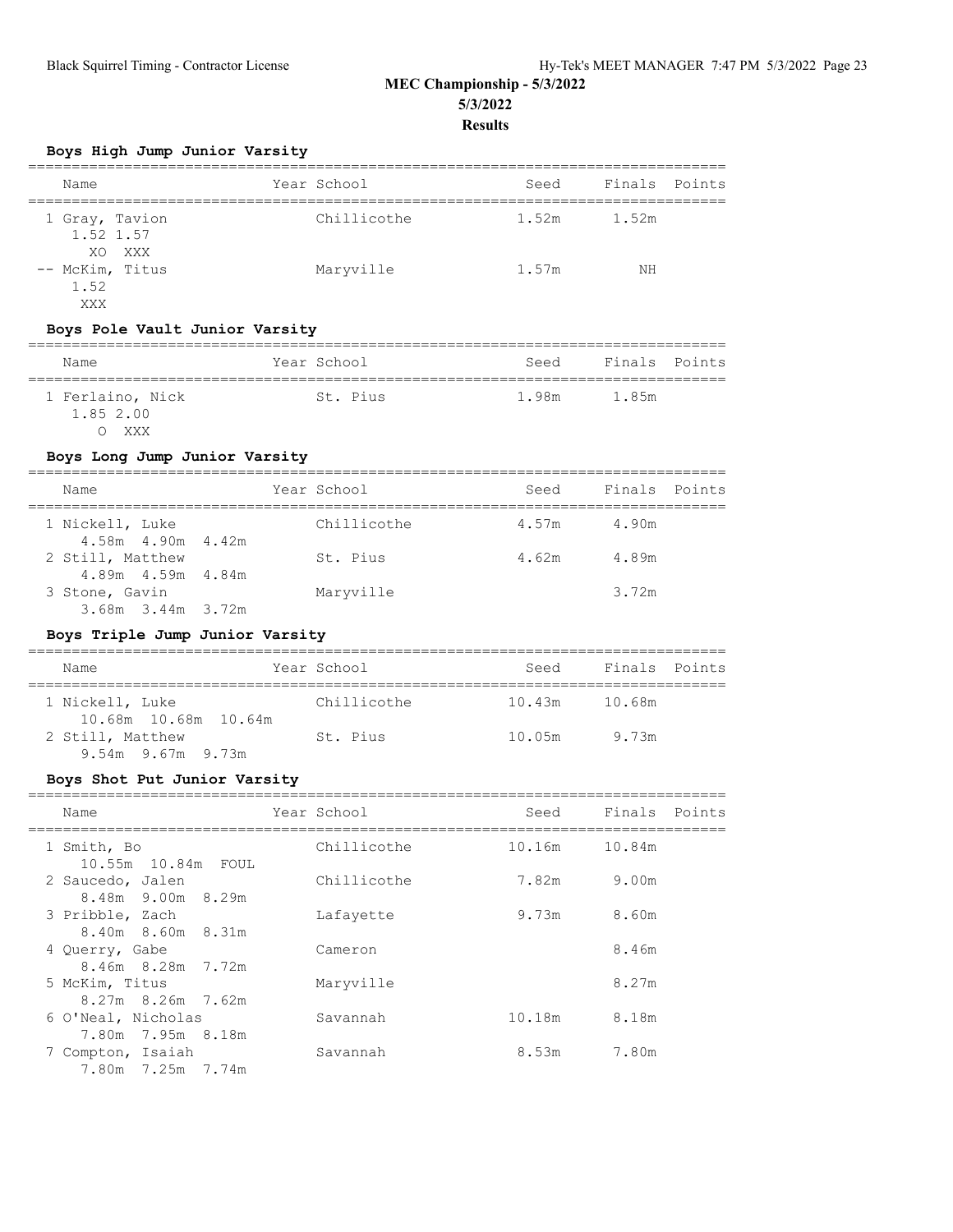## MEC Championship - 5/3/2022

**5/3/2022**

**Results**

### Boys High Jump Junior Varsity

| Name | Year School | Seed | Finals | Points |
|---|---|---|---|---|
| 1 Gray, Tavion | Chillicothe | 1.52m | 1.52m | |
| 1.52 1.57 | | | | |
| XO XXX | | | | |
| -- McKim, Titus | Maryville | 1.57m | NH | |
| 1.52 | | | | |
| XXX | | | | |

### Boys Pole Vault Junior Varsity

| Name | Year School | Seed | Finals | Points |
|---|---|---|---|---|
| 1 Ferlaino, Nick | St. Pius | 1.98m | 1.85m | |
| 1.85 2.00 | | | | |
| O XXX | | | | |

### Boys Long Jump Junior Varsity

| Name | Year School | Seed | Finals | Points |
|---|---|---|---|---|
| 1 Nickell, Luke | Chillicothe | 4.57m | 4.90m | |
| 4.58m 4.90m 4.42m | | | | |
| 2 Still, Matthew | St. Pius | 4.62m | 4.89m | |
| 4.89m 4.59m 4.84m | | | | |
| 3 Stone, Gavin | Maryville | | 3.72m | |
| 3.68m 3.44m 3.72m | | | | |

### Boys Triple Jump Junior Varsity

| Name | Year School | Seed | Finals | Points |
|---|---|---|---|---|
| 1 Nickell, Luke | Chillicothe | 10.43m | 10.68m | |
| 10.68m 10.68m 10.64m | | | | |
| 2 Still, Matthew | St. Pius | 10.05m | 9.73m | |
| 9.54m 9.67m 9.73m | | | | |

### Boys Shot Put Junior Varsity

| Name | Year School | Seed | Finals | Points |
|---|---|---|---|---|
| 1 Smith, Bo | Chillicothe | 10.16m | 10.84m | |
| 10.55m 10.84m FOUL | | | | |
| 2 Saucedo, Jalen | Chillicothe | 7.82m | 9.00m | |
| 8.48m 9.00m 8.29m | | | | |
| 3 Pribble, Zach | Lafayette | 9.73m | 8.60m | |
| 8.40m 8.60m 8.31m | | | | |
| 4 Querry, Gabe | Cameron | | 8.46m | |
| 8.46m 8.28m 7.72m | | | | |
| 5 McKim, Titus | Maryville | | 8.27m | |
| 8.27m 8.26m 7.62m | | | | |
| 6 O'Neal, Nicholas | Savannah | 10.18m | 8.18m | |
| 7.80m 7.95m 8.18m | | | | |
| 7 Compton, Isaiah | Savannah | 8.53m | 7.80m | |
| 7.80m 7.25m 7.74m | | | | |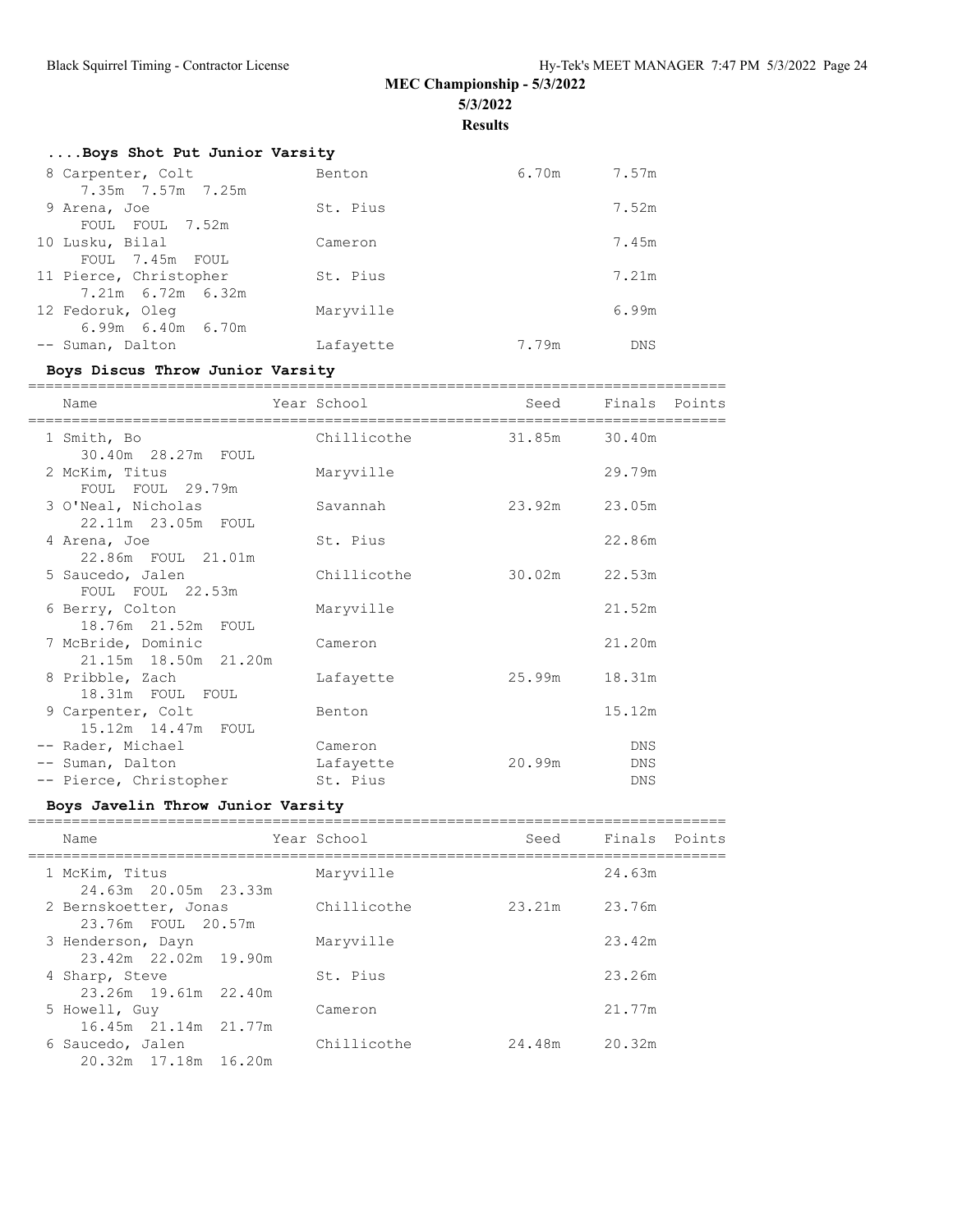## MEC Championship - 5/3/2022

5/3/2022

**Results**

### ....Boys Shot Put Junior Varsity

| Name | Year School | Seed | Finals | Points |
|---|---|---|---|---|
| 8 Carpenter, Colt | Benton | 6.70m | 7.57m | |
| 7.35m 7.57m 7.25m | | | | |
| 9 Arena, Joe | St. Pius | | 7.52m | |
| FOUL FOUL 7.52m | | | | |
| 10 Lusku, Bilal | Cameron | | 7.45m | |
| FOUL 7.45m FOUL | | | | |
| 11 Pierce, Christopher | St. Pius | | 7.21m | |
| 7.21m 6.72m 6.32m | | | | |
| 12 Fedoruk, Oleg | Maryville | | 6.99m | |
| 6.99m 6.40m 6.70m | | | | |
| -- Suman, Dalton | Lafayette | 7.79m | DNS | |

### Boys Discus Throw Junior Varsity

| Name | Year School | Seed | Finals | Points |
|---|---|---|---|---|
| 1 Smith, Bo | Chillicothe | 31.85m | 30.40m | |
| 30.40m 28.27m FOUL | | | | |
| 2 McKim, Titus | Maryville | | 29.79m | |
| FOUL FOUL 29.79m | | | | |
| 3 O'Neal, Nicholas | Savannah | 23.92m | 23.05m | |
| 22.11m 23.05m FOUL | | | | |
| 4 Arena, Joe | St. Pius | | 22.86m | |
| 22.86m FOUL 21.01m | | | | |
| 5 Saucedo, Jalen | Chillicothe | 30.02m | 22.53m | |
| FOUL FOUL 22.53m | | | | |
| 6 Berry, Colton | Maryville | | 21.52m | |
| 18.76m 21.52m FOUL | | | | |
| 7 McBride, Dominic | Cameron | | 21.20m | |
| 21.15m 18.50m 21.20m | | | | |
| 8 Pribble, Zach | Lafayette | 25.99m | 18.31m | |
| 18.31m FOUL FOUL | | | | |
| 9 Carpenter, Colt | Benton | | 15.12m | |
| 15.12m 14.47m FOUL | | | | |
| -- Rader, Michael | Cameron | | DNS | |
| -- Suman, Dalton | Lafayette | 20.99m | DNS | |
| -- Pierce, Christopher | St. Pius | | DNS | |

### Boys Javelin Throw Junior Varsity

| Name | Year School | Seed | Finals | Points |
|---|---|---|---|---|
| 1 McKim, Titus | Maryville | | 24.63m | |
| 24.63m 20.05m 23.33m | | | | |
| 2 Bernskoetter, Jonas | Chillicothe | 23.21m | 23.76m | |
| 23.76m FOUL 20.57m | | | | |
| 3 Henderson, Dayn | Maryville | | 23.42m | |
| 23.42m 22.02m 19.90m | | | | |
| 4 Sharp, Steve | St. Pius | | 23.26m | |
| 23.26m 19.61m 22.40m | | | | |
| 5 Howell, Guy | Cameron | | 21.77m | |
| 16.45m 21.14m 21.77m | | | | |
| 6 Saucedo, Jalen | Chillicothe | 24.48m | 20.32m | |
| 20.32m 17.18m 16.20m | | | | |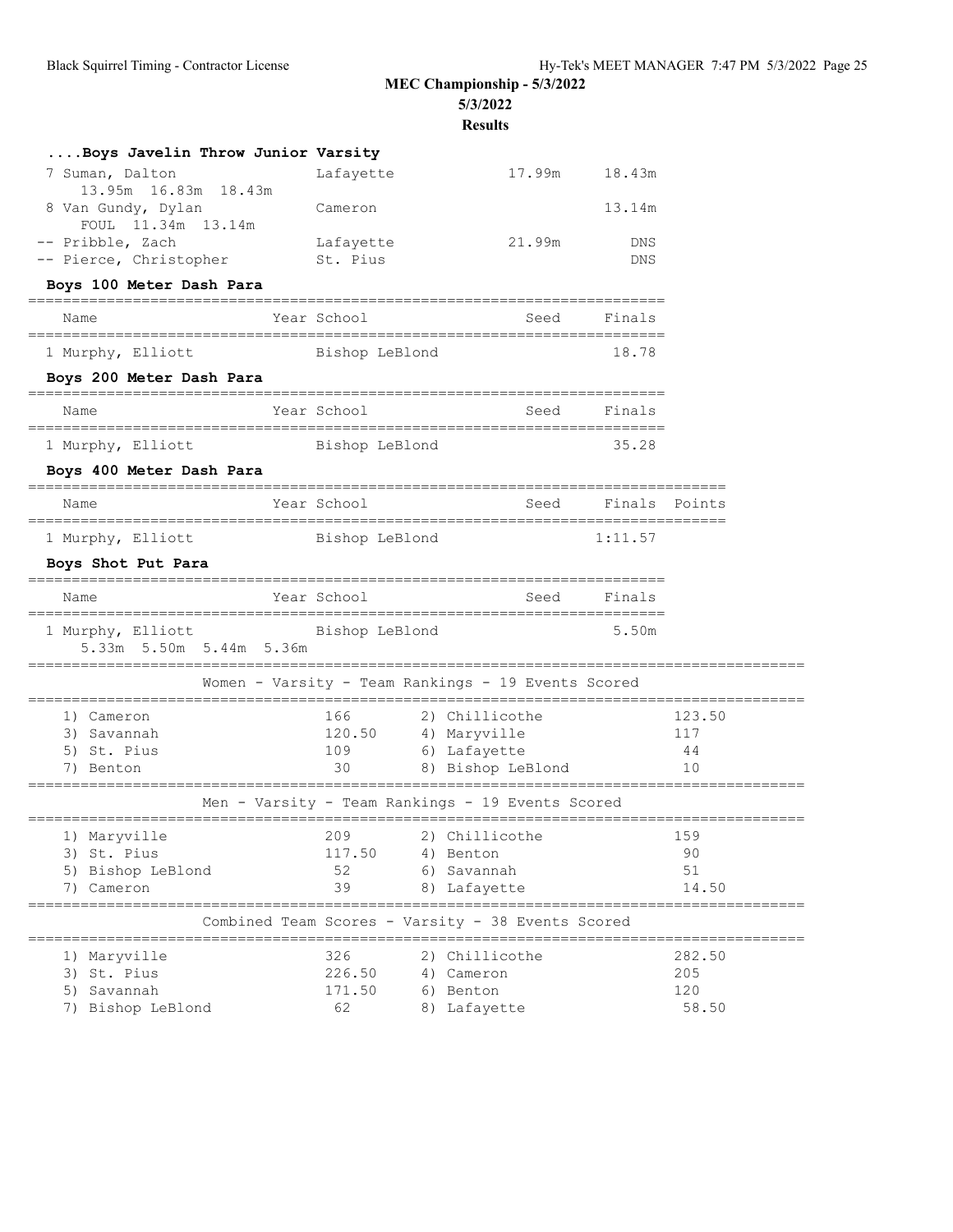MEC Championship - 5/3/2022
5/3/2022
Results

### ....Boys Javelin Throw Junior Varsity

| | | | | |
|---|---|---|---|---|
| 7 Suman, Dalton | | Lafayette | 17.99m | 18.43m |
| 13.95m 16.83m 18.43m | | | | |
| 8 Van Gundy, Dylan | | Cameron | | 13.14m |
| FOUL 11.34m 13.14m | | | | |
| -- Pribble, Zach | | Lafayette | 21.99m | DNS |
| -- Pierce, Christopher | | St. Pius | | DNS |

### Boys 100 Meter Dash Para

| Name | Year | School | Seed | Finals |
|---|---|---|---|---|
| 1 Murphy, Elliott | | Bishop LeBlond | | 18.78 |

### Boys 200 Meter Dash Para

| Name | Year | School | Seed | Finals |
|---|---|---|---|---|
| 1 Murphy, Elliott | | Bishop LeBlond | | 35.28 |

### Boys 400 Meter Dash Para

| Name | Year | School | Seed | Finals | Points |
|---|---|---|---|---|---|
| 1 Murphy, Elliott | | Bishop LeBlond | | 1:11.57 | |

### Boys Shot Put Para

| Name | Year | School | Seed | Finals |
|---|---|---|---|---|
| 1 Murphy, Elliott | | Bishop LeBlond | | 5.50m |
| 5.33m 5.50m 5.44m 5.36m | | | | |

### Women - Varsity - Team Rankings - 19 Events Scored

| | | | |
|---|---|---|---|
| 1) Cameron | 166 | 2) Chillicothe | 123.50 |
| 3) Savannah | 120.50 | 4) Maryville | 117 |
| 5) St. Pius | 109 | 6) Lafayette | 44 |
| 7) Benton | 30 | 8) Bishop LeBlond | 10 |

### Men - Varsity - Team Rankings - 19 Events Scored

| | | | |
|---|---|---|---|
| 1) Maryville | 209 | 2) Chillicothe | 159 |
| 3) St. Pius | 117.50 | 4) Benton | 90 |
| 5) Bishop LeBlond | 52 | 6) Savannah | 51 |
| 7) Cameron | 39 | 8) Lafayette | 14.50 |

### Combined Team Scores - Varsity - 38 Events Scored

| | | | |
|---|---|---|---|
| 1) Maryville | 326 | 2) Chillicothe | 282.50 |
| 3) St. Pius | 226.50 | 4) Cameron | 205 |
| 5) Savannah | 171.50 | 6) Benton | 120 |
| 7) Bishop LeBlond | 62 | 8) Lafayette | 58.50 |